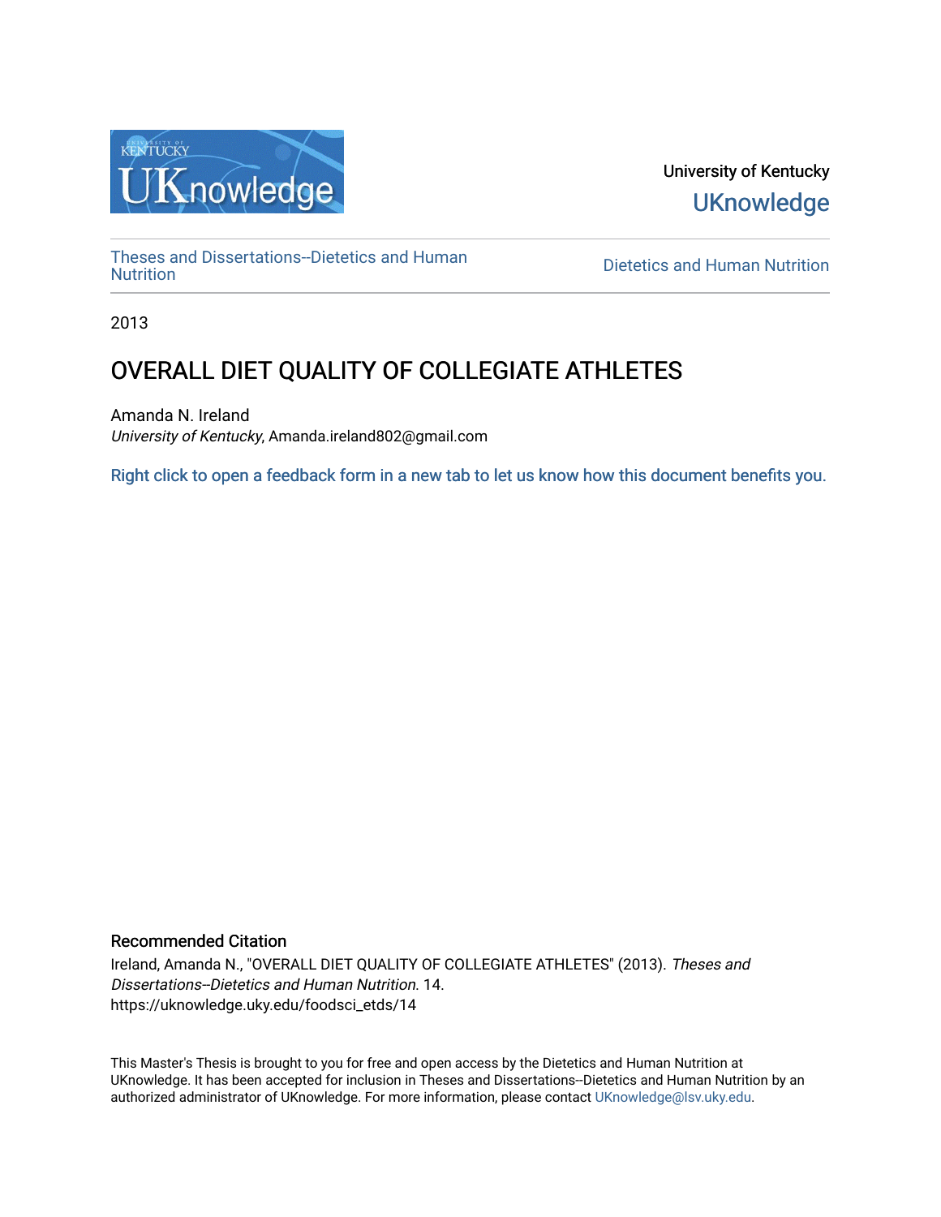University of Kentucky

UKnowledge

Theses and Dissertations--Dietetics and Human Nutrition

Dietetics and Human Nutrition

2013

# OVERALL DIET QUALITY OF COLLEGIATE ATHLETES

Amanda N. Ireland
*University of Kentucky*, Amanda.ireland802@gmail.com

Right click to open a feedback form in a new tab to let us know how this document benefits you.

## Recommended Citation

Ireland, Amanda N., "OVERALL DIET QUALITY OF COLLEGIATE ATHLETES" (2013). *Theses and Dissertations--Dietetics and Human Nutrition*. 14.
https://uknowledge.uky.edu/foodsci_etds/14

This Master's Thesis is brought to you for free and open access by the Dietetics and Human Nutrition at UKnowledge. It has been accepted for inclusion in Theses and Dissertations--Dietetics and Human Nutrition by an authorized administrator of UKnowledge. For more information, please contact UKnowledge@lsv.uky.edu.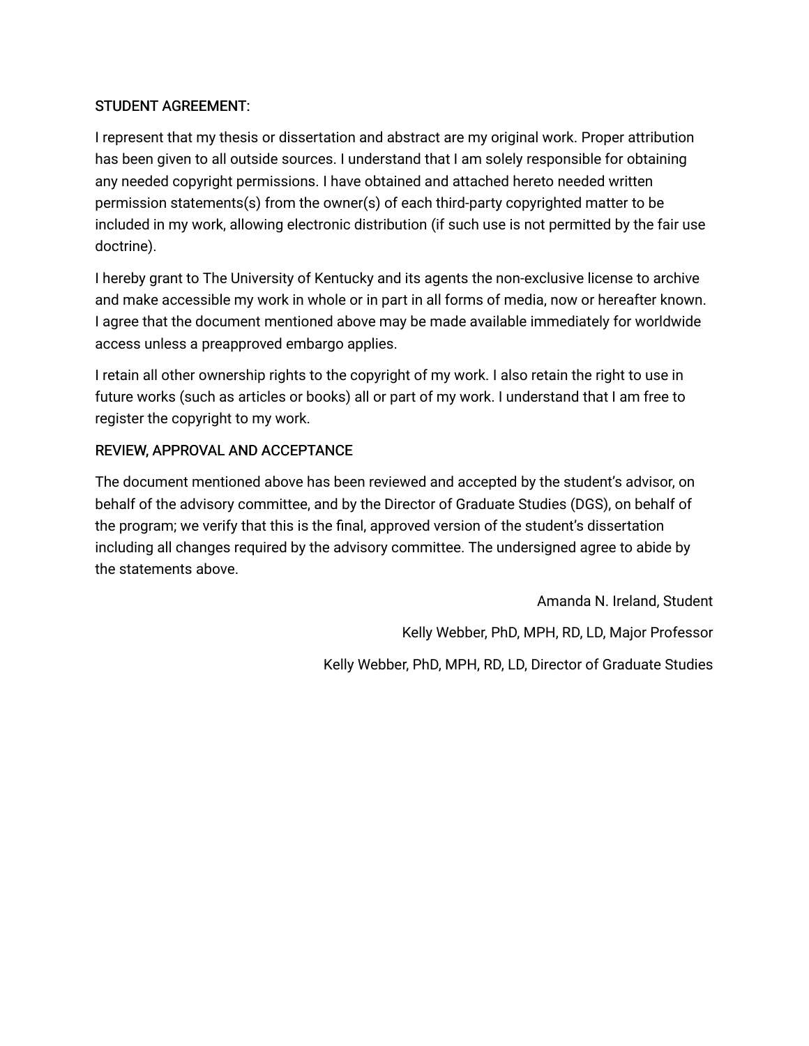STUDENT AGREEMENT:

I represent that my thesis or dissertation and abstract are my original work. Proper attribution has been given to all outside sources. I understand that I am solely responsible for obtaining any needed copyright permissions. I have obtained and attached hereto needed written permission statements(s) from the owner(s) of each third-party copyrighted matter to be included in my work, allowing electronic distribution (if such use is not permitted by the fair use doctrine).

I hereby grant to The University of Kentucky and its agents the non-exclusive license to archive and make accessible my work in whole or in part in all forms of media, now or hereafter known. I agree that the document mentioned above may be made available immediately for worldwide access unless a preapproved embargo applies.

I retain all other ownership rights to the copyright of my work. I also retain the right to use in future works (such as articles or books) all or part of my work. I understand that I am free to register the copyright to my work.

REVIEW, APPROVAL AND ACCEPTANCE

The document mentioned above has been reviewed and accepted by the student's advisor, on behalf of the advisory committee, and by the Director of Graduate Studies (DGS), on behalf of the program; we verify that this is the final, approved version of the student's dissertation including all changes required by the advisory committee. The undersigned agree to abide by the statements above.

Amanda N. Ireland, Student

Kelly Webber, PhD, MPH, RD, LD, Major Professor

Kelly Webber, PhD, MPH, RD, LD, Director of Graduate Studies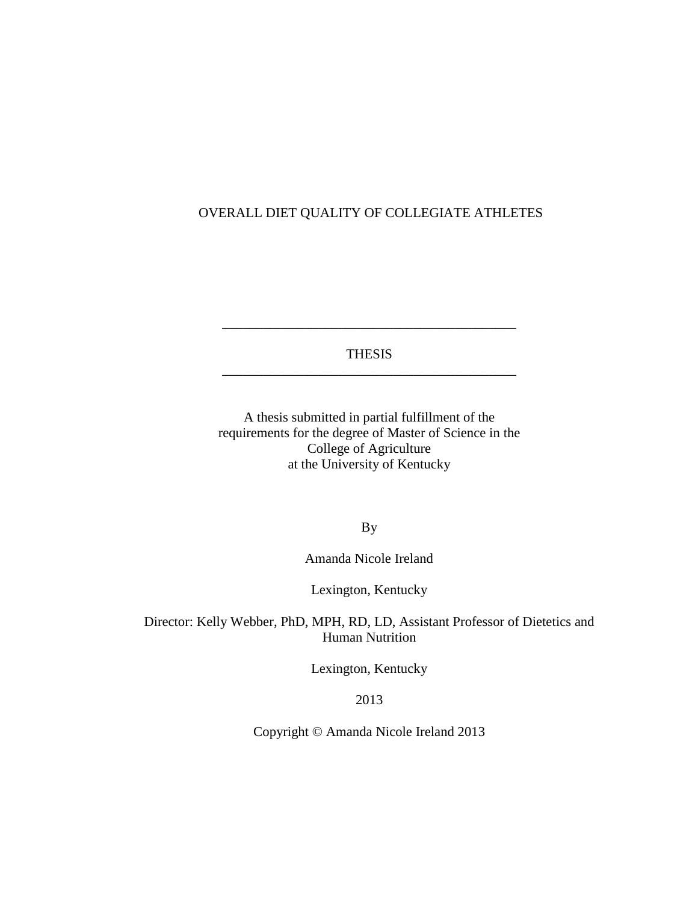# OVERALL DIET QUALITY OF COLLEGIATE ATHLETES

---

THESIS

---

A thesis submitted in partial fulfillment of the requirements for the degree of Master of Science in the College of Agriculture at the University of Kentucky

By

Amanda Nicole Ireland

Lexington, Kentucky

Director: Kelly Webber, PhD, MPH, RD, LD, Assistant Professor of Dietetics and Human Nutrition

Lexington, Kentucky

2013

Copyright © Amanda Nicole Ireland 2013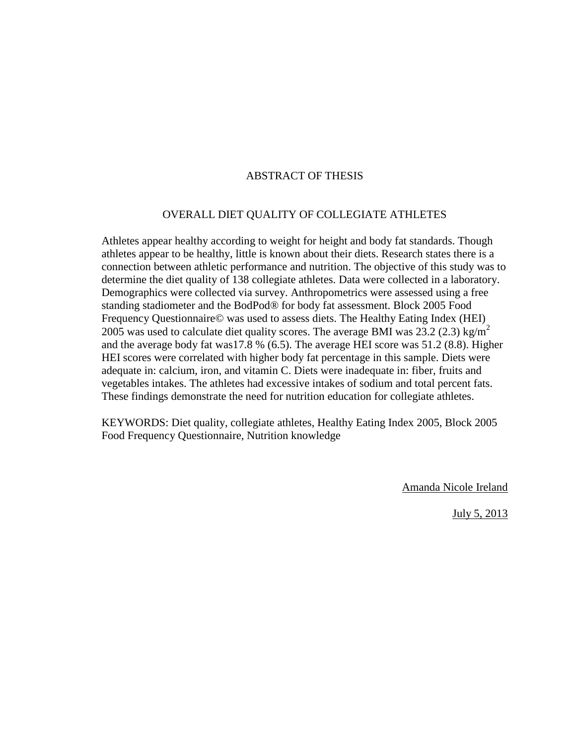# ABSTRACT OF THESIS

## OVERALL DIET QUALITY OF COLLEGIATE ATHLETES

Athletes appear healthy according to weight for height and body fat standards. Though athletes appear to be healthy, little is known about their diets. Research states there is a connection between athletic performance and nutrition. The objective of this study was to determine the diet quality of 138 collegiate athletes. Data were collected in a laboratory. Demographics were collected via survey. Anthropometrics were assessed using a free standing stadiometer and the BodPod® for body fat assessment. Block 2005 Food Frequency Questionnaire© was used to assess diets. The Healthy Eating Index (HEI) 2005 was used to calculate diet quality scores. The average BMI was 23.2 (2.3) $kg/m^2$ and the average body fat was17.8 % (6.5). The average HEI score was 51.2 (8.8). Higher HEI scores were correlated with higher body fat percentage in this sample. Diets were adequate in: calcium, iron, and vitamin C. Diets were inadequate in: fiber, fruits and vegetables intakes. The athletes had excessive intakes of sodium and total percent fats. These findings demonstrate the need for nutrition education for collegiate athletes.

KEYWORDS: Diet quality, collegiate athletes, Healthy Eating Index 2005, Block 2005 Food Frequency Questionnaire, Nutrition knowledge

Amanda Nicole Ireland

July 5, 2013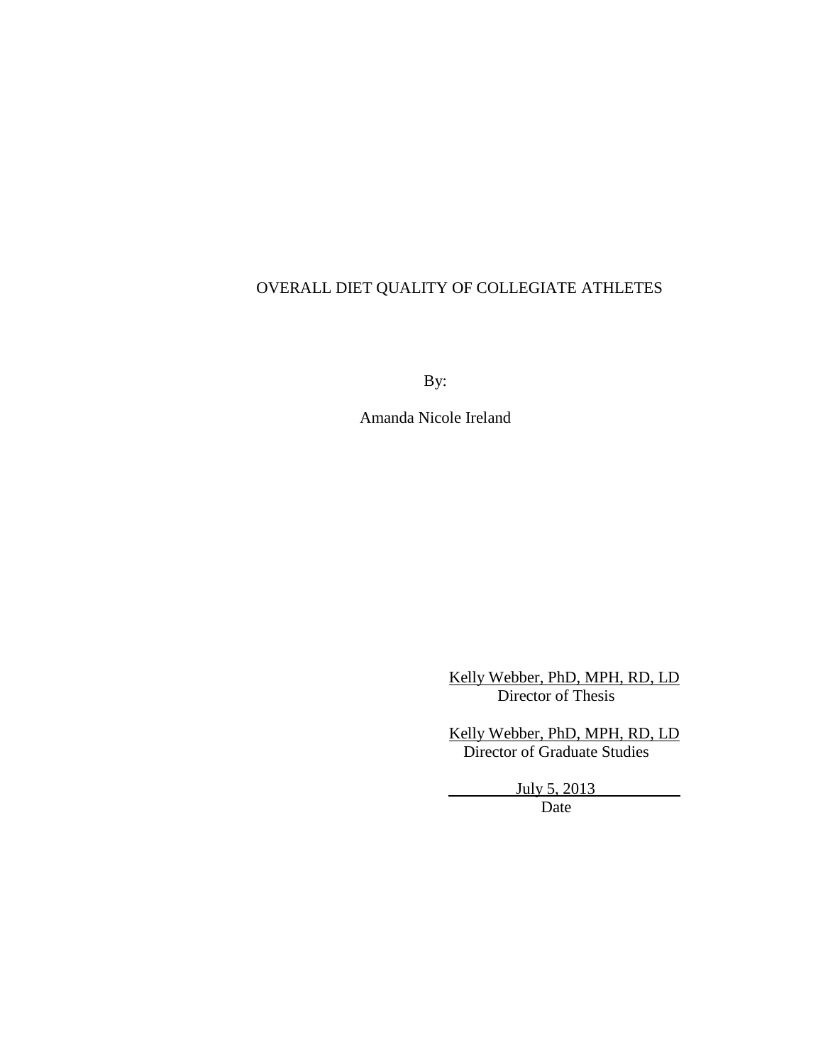OVERALL DIET QUALITY OF COLLEGIATE ATHLETES

By:

Amanda Nicole Ireland

Kelly Webber, PhD, MPH, RD, LD
Director of Thesis

Kelly Webber, PhD, MPH, RD, LD
Director of Graduate Studies

July 5, 2013
Date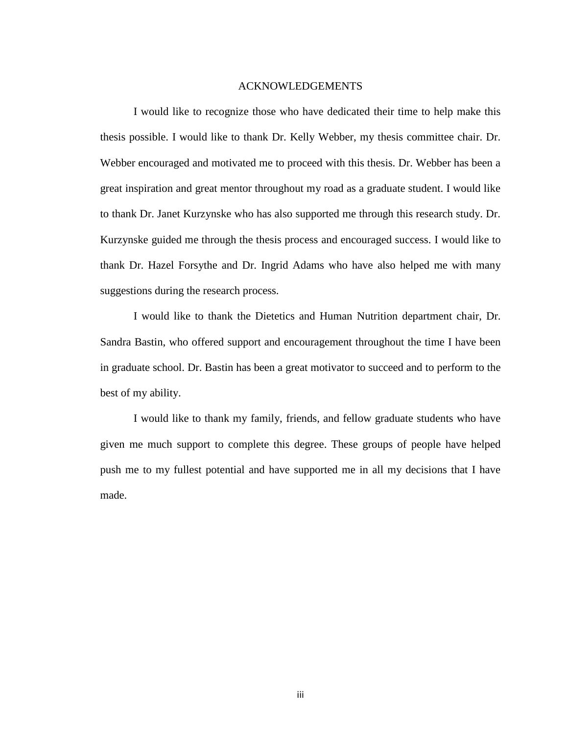# ACKNOWLEDGEMENTS

I would like to recognize those who have dedicated their time to help make this thesis possible. I would like to thank Dr. Kelly Webber, my thesis committee chair. Dr. Webber encouraged and motivated me to proceed with this thesis. Dr. Webber has been a great inspiration and great mentor throughout my road as a graduate student. I would like to thank Dr. Janet Kurzynske who has also supported me through this research study. Dr. Kurzynske guided me through the thesis process and encouraged success. I would like to thank Dr. Hazel Forsythe and Dr. Ingrid Adams who have also helped me with many suggestions during the research process.

I would like to thank the Dietetics and Human Nutrition department chair, Dr. Sandra Bastin, who offered support and encouragement throughout the time I have been in graduate school. Dr. Bastin has been a great motivator to succeed and to perform to the best of my ability.

I would like to thank my family, friends, and fellow graduate students who have given me much support to complete this degree. These groups of people have helped push me to my fullest potential and have supported me in all my decisions that I have made.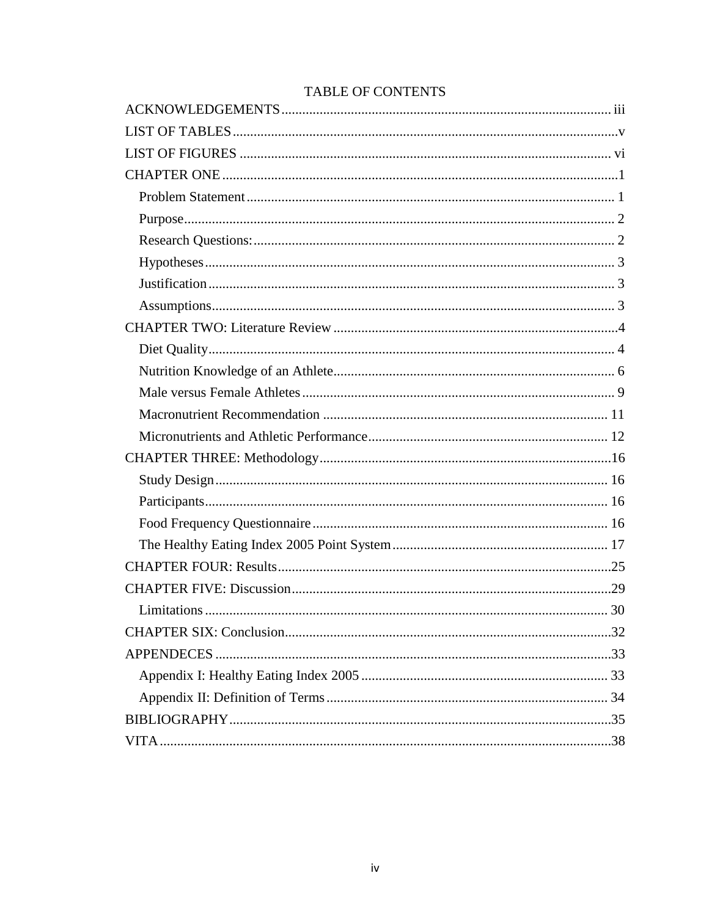# TABLE OF CONTENTS

ACKNOWLEDGEMENTS ..... iii
LIST OF TABLES ..... v
LIST OF FIGURES ..... vi
CHAPTER ONE ..... 1
- Problem Statement ..... 1
- Purpose ..... 2
- Research Questions: ..... 2
- Hypotheses ..... 3
- Justification ..... 3
- Assumptions ..... 3

CHAPTER TWO: Literature Review ..... 4
- Diet Quality ..... 4
- Nutrition Knowledge of an Athlete ..... 6
- Male versus Female Athletes ..... 9
- Macronutrient Recommendation ..... 11
- Micronutrients and Athletic Performance ..... 12

CHAPTER THREE: Methodology ..... 16
- Study Design ..... 16
- Participants ..... 16
- Food Frequency Questionnaire ..... 16
- The Healthy Eating Index 2005 Point System ..... 17

CHAPTER FOUR: Results ..... 25
CHAPTER FIVE: Discussion ..... 29
- Limitations ..... 30

CHAPTER SIX: Conclusion ..... 32
APPENDECES ..... 33
- Appendix I: Healthy Eating Index 2005 ..... 33
- Appendix II: Definition of Terms ..... 34

BIBLIOGRAPHY ..... 35
VITA ..... 38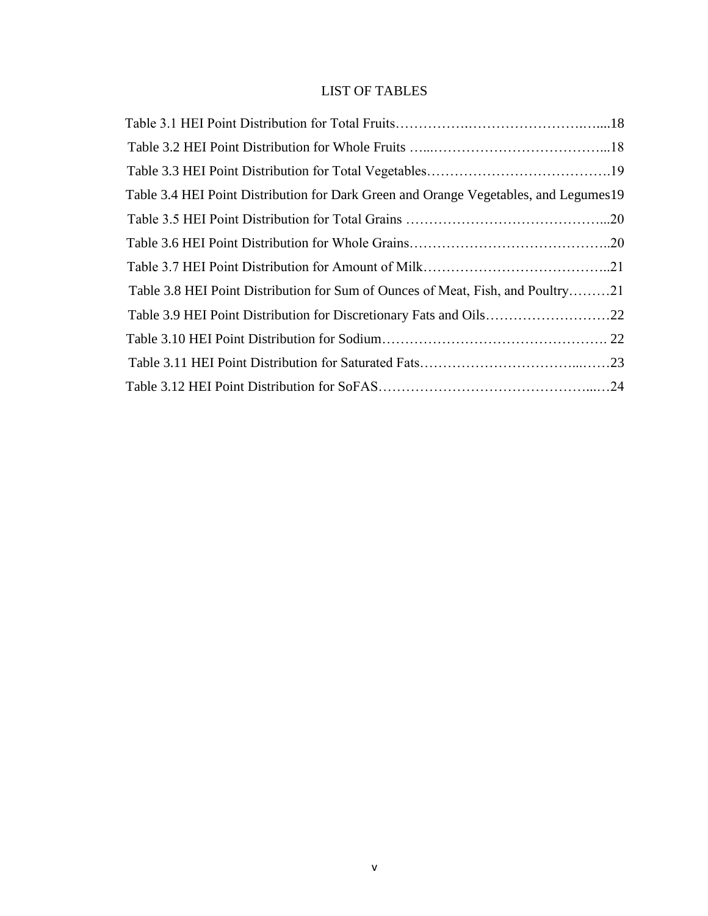# LIST OF TABLES

Table 3.1 HEI Point Distribution for Total Fruits……………………………………………....18

Table 3.2 HEI Point Distribution for Whole Fruits …...………………………………………...18

Table 3.3 HEI Point Distribution for Total Vegetables………………………………………….19

Table 3.4 HEI Point Distribution for Dark Green and Orange Vegetables, and Legumes19

Table 3.5 HEI Point Distribution for Total Grains ……………………………………………...20

Table 3.6 HEI Point Distribution for Whole Grains……………………………………………..20

Table 3.7 HEI Point Distribution for Amount of Milk…………………………………………..21

Table 3.8 HEI Point Distribution for Sum of Ounces of Meat, Fish, and Poultry………21

Table 3.9 HEI Point Distribution for Discretionary Fats and Oils………………………22

Table 3.10 HEI Point Distribution for Sodium…………………………………………. 22

Table 3.11 HEI Point Distribution for Saturated Fats……………………………...……23

Table 3.12 HEI Point Distribution for SoFAS…………………………………………...…24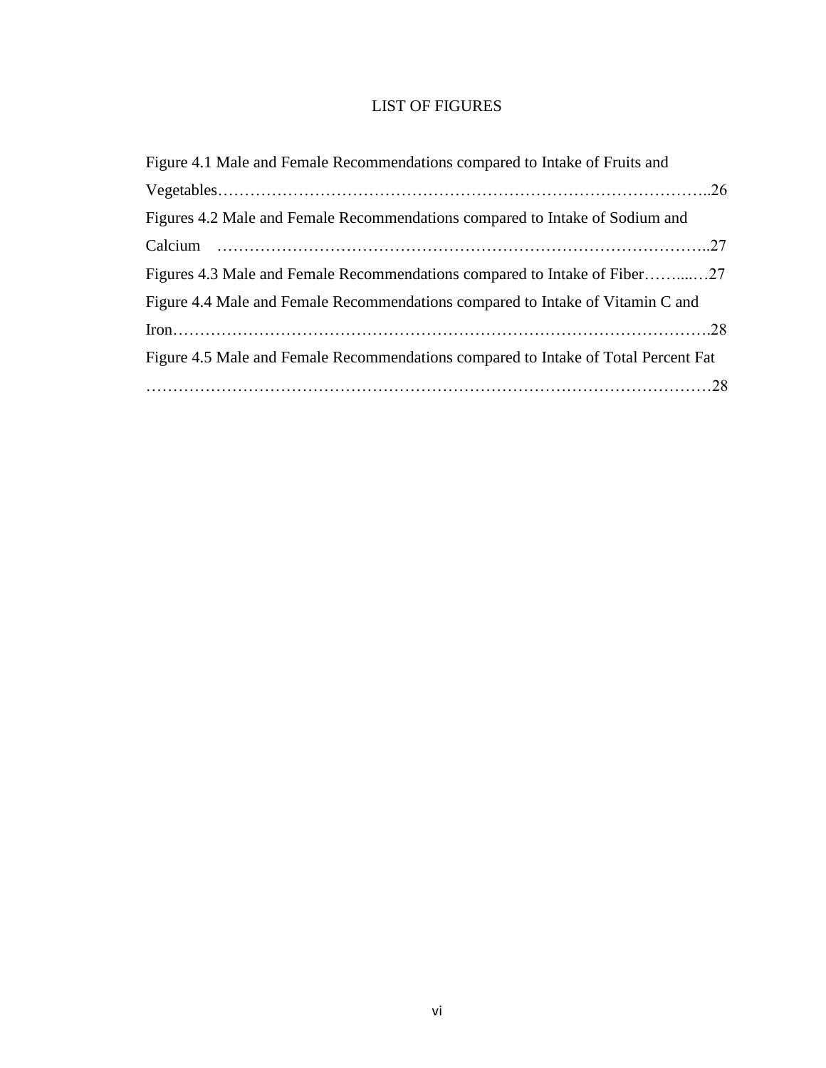# LIST OF FIGURES

Figure 4.1 Male and Female Recommendations compared to Intake of Fruits and Vegetables……………………………………………………………………………..26

Figures 4.2 Male and Female Recommendations compared to Intake of Sodium and Calcium ……………………………………………………………………………..27

Figures 4.3 Male and Female Recommendations compared to Intake of Fiber……...…27

Figure 4.4 Male and Female Recommendations compared to Intake of Vitamin C and Iron…………………………………………………………………………………….28

Figure 4.5 Male and Female Recommendations compared to Intake of Total Percent Fat …………………………………………………………………………………………28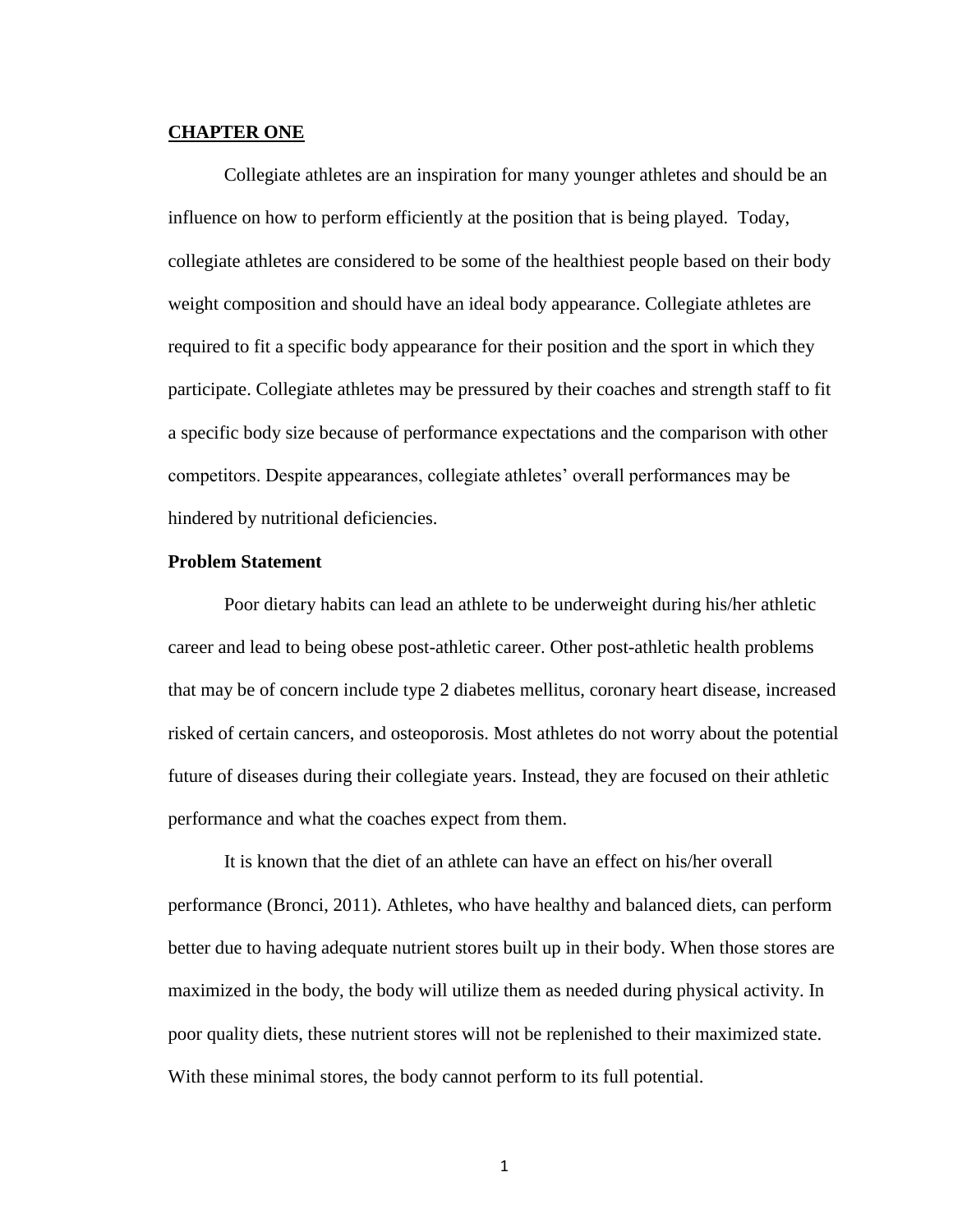# CHAPTER ONE

Collegiate athletes are an inspiration for many younger athletes and should be an influence on how to perform efficiently at the position that is being played. Today, collegiate athletes are considered to be some of the healthiest people based on their body weight composition and should have an ideal body appearance. Collegiate athletes are required to fit a specific body appearance for their position and the sport in which they participate. Collegiate athletes may be pressured by their coaches and strength staff to fit a specific body size because of performance expectations and the comparison with other competitors. Despite appearances, collegiate athletes' overall performances may be hindered by nutritional deficiencies.

## Problem Statement

Poor dietary habits can lead an athlete to be underweight during his/her athletic career and lead to being obese post-athletic career. Other post-athletic health problems that may be of concern include type 2 diabetes mellitus, coronary heart disease, increased risked of certain cancers, and osteoporosis. Most athletes do not worry about the potential future of diseases during their collegiate years. Instead, they are focused on their athletic performance and what the coaches expect from them.

It is known that the diet of an athlete can have an effect on his/her overall performance (Bronci, 2011). Athletes, who have healthy and balanced diets, can perform better due to having adequate nutrient stores built up in their body. When those stores are maximized in the body, the body will utilize them as needed during physical activity. In poor quality diets, these nutrient stores will not be replenished to their maximized state. With these minimal stores, the body cannot perform to its full potential.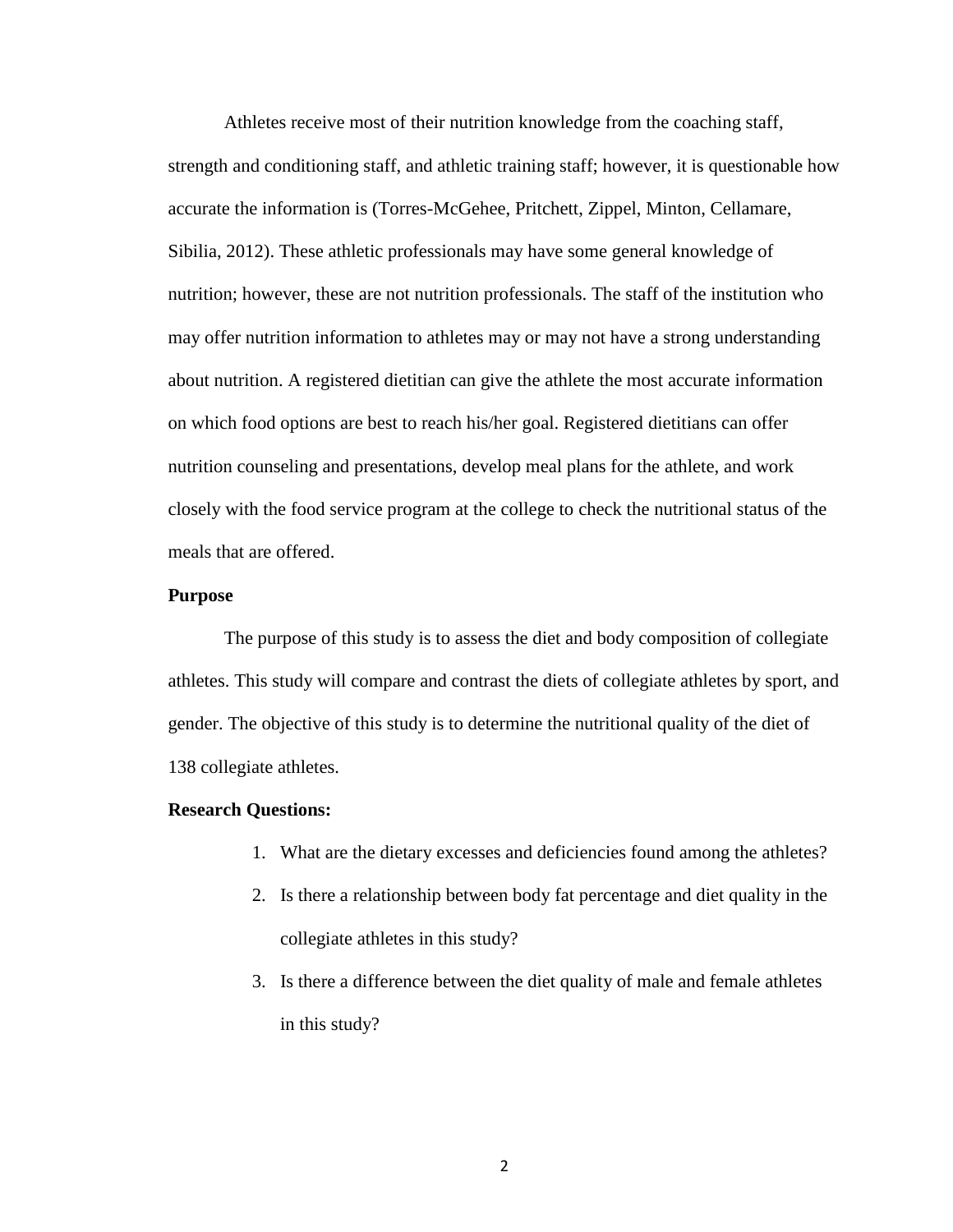Athletes receive most of their nutrition knowledge from the coaching staff, strength and conditioning staff, and athletic training staff; however, it is questionable how accurate the information is (Torres-McGehee, Pritchett, Zippel, Minton, Cellamare, Sibilia, 2012). These athletic professionals may have some general knowledge of nutrition; however, these are not nutrition professionals. The staff of the institution who may offer nutrition information to athletes may or may not have a strong understanding about nutrition. A registered dietitian can give the athlete the most accurate information on which food options are best to reach his/her goal. Registered dietitians can offer nutrition counseling and presentations, develop meal plans for the athlete, and work closely with the food service program at the college to check the nutritional status of the meals that are offered.

**Purpose**

The purpose of this study is to assess the diet and body composition of collegiate athletes. This study will compare and contrast the diets of collegiate athletes by sport, and gender. The objective of this study is to determine the nutritional quality of the diet of 138 collegiate athletes.

**Research Questions:**

1. What are the dietary excesses and deficiencies found among the athletes?
2. Is there a relationship between body fat percentage and diet quality in the collegiate athletes in this study?
3. Is there a difference between the diet quality of male and female athletes in this study?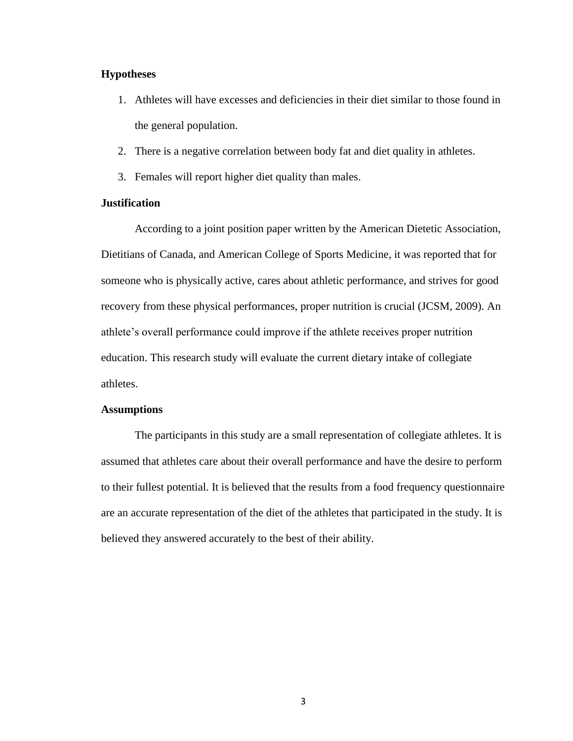### Hypotheses

1. Athletes will have excesses and deficiencies in their diet similar to those found in the general population.
2. There is a negative correlation between body fat and diet quality in athletes.
3. Females will report higher diet quality than males.

### Justification

According to a joint position paper written by the American Dietetic Association, Dietitians of Canada, and American College of Sports Medicine, it was reported that for someone who is physically active, cares about athletic performance, and strives for good recovery from these physical performances, proper nutrition is crucial (JCSM, 2009). An athlete's overall performance could improve if the athlete receives proper nutrition education. This research study will evaluate the current dietary intake of collegiate athletes.

### Assumptions

The participants in this study are a small representation of collegiate athletes. It is assumed that athletes care about their overall performance and have the desire to perform to their fullest potential. It is believed that the results from a food frequency questionnaire are an accurate representation of the diet of the athletes that participated in the study. It is believed they answered accurately to the best of their ability.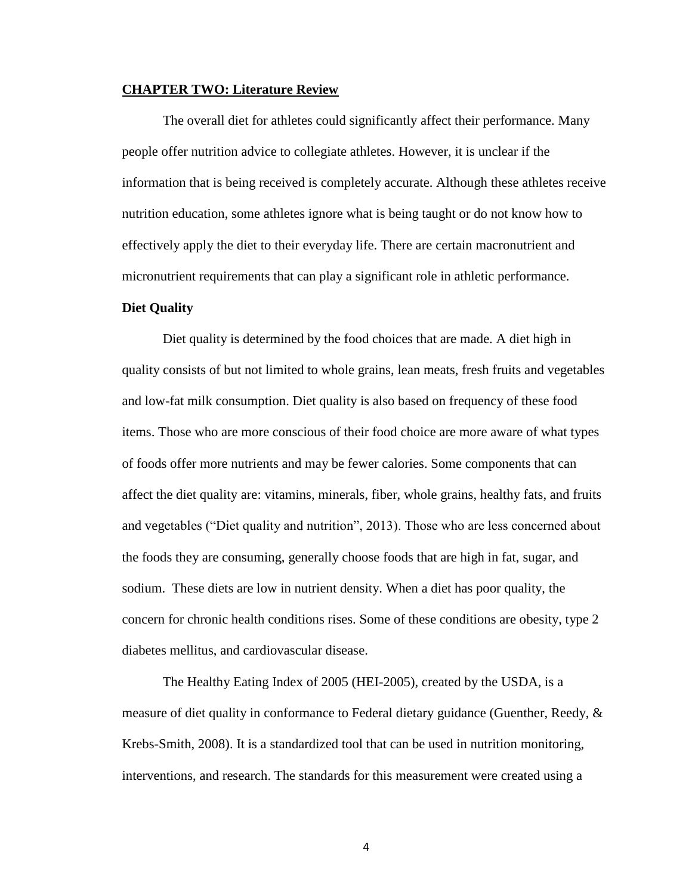## CHAPTER TWO: Literature Review

The overall diet for athletes could significantly affect their performance. Many people offer nutrition advice to collegiate athletes. However, it is unclear if the information that is being received is completely accurate. Although these athletes receive nutrition education, some athletes ignore what is being taught or do not know how to effectively apply the diet to their everyday life. There are certain macronutrient and micronutrient requirements that can play a significant role in athletic performance.

### Diet Quality

Diet quality is determined by the food choices that are made. A diet high in quality consists of but not limited to whole grains, lean meats, fresh fruits and vegetables and low-fat milk consumption. Diet quality is also based on frequency of these food items. Those who are more conscious of their food choice are more aware of what types of foods offer more nutrients and may be fewer calories. Some components that can affect the diet quality are: vitamins, minerals, fiber, whole grains, healthy fats, and fruits and vegetables ("Diet quality and nutrition", 2013). Those who are less concerned about the foods they are consuming, generally choose foods that are high in fat, sugar, and sodium. These diets are low in nutrient density. When a diet has poor quality, the concern for chronic health conditions rises. Some of these conditions are obesity, type 2 diabetes mellitus, and cardiovascular disease.

The Healthy Eating Index of 2005 (HEI-2005), created by the USDA, is a measure of diet quality in conformance to Federal dietary guidance (Guenther, Reedy, & Krebs-Smith, 2008). It is a standardized tool that can be used in nutrition monitoring, interventions, and research. The standards for this measurement were created using a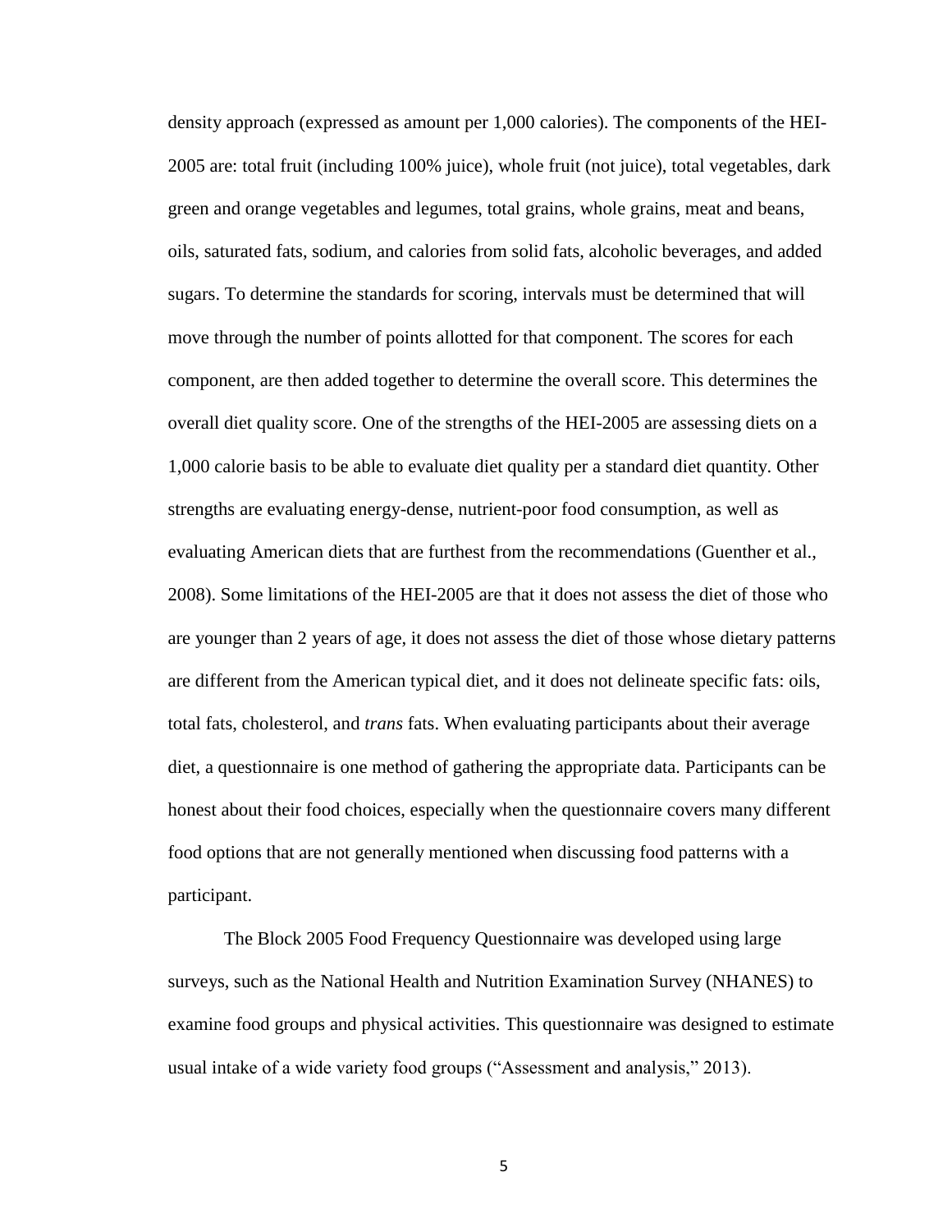density approach (expressed as amount per 1,000 calories). The components of the HEI-2005 are: total fruit (including 100% juice), whole fruit (not juice), total vegetables, dark green and orange vegetables and legumes, total grains, whole grains, meat and beans, oils, saturated fats, sodium, and calories from solid fats, alcoholic beverages, and added sugars. To determine the standards for scoring, intervals must be determined that will move through the number of points allotted for that component. The scores for each component, are then added together to determine the overall score. This determines the overall diet quality score. One of the strengths of the HEI-2005 are assessing diets on a 1,000 calorie basis to be able to evaluate diet quality per a standard diet quantity. Other strengths are evaluating energy-dense, nutrient-poor food consumption, as well as evaluating American diets that are furthest from the recommendations (Guenther et al., 2008). Some limitations of the HEI-2005 are that it does not assess the diet of those who are younger than 2 years of age, it does not assess the diet of those whose dietary patterns are different from the American typical diet, and it does not delineate specific fats: oils, total fats, cholesterol, and *trans* fats. When evaluating participants about their average diet, a questionnaire is one method of gathering the appropriate data. Participants can be honest about their food choices, especially when the questionnaire covers many different food options that are not generally mentioned when discussing food patterns with a participant.

The Block 2005 Food Frequency Questionnaire was developed using large surveys, such as the National Health and Nutrition Examination Survey (NHANES) to examine food groups and physical activities. This questionnaire was designed to estimate usual intake of a wide variety food groups ("Assessment and analysis," 2013).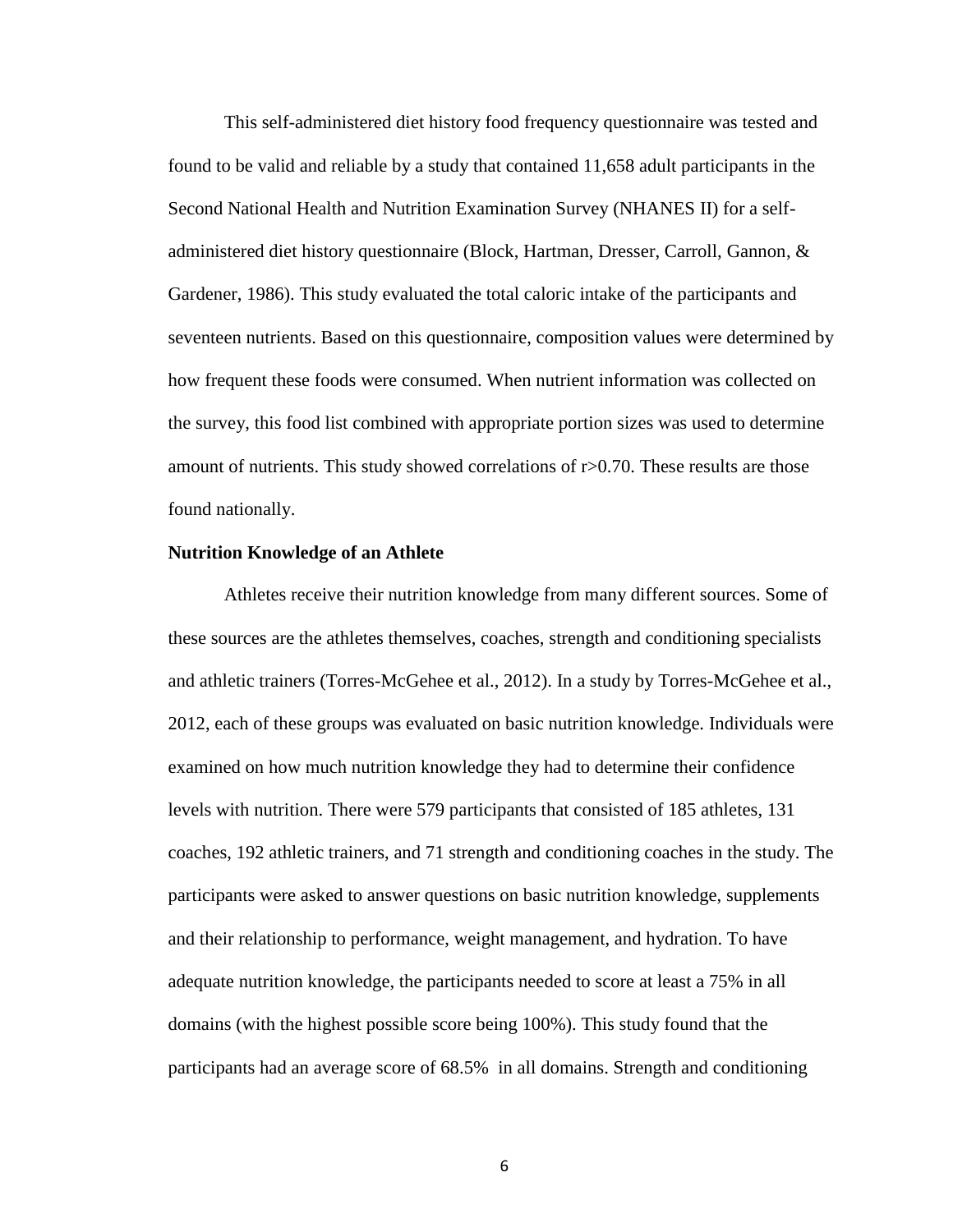This self-administered diet history food frequency questionnaire was tested and found to be valid and reliable by a study that contained 11,658 adult participants in the Second National Health and Nutrition Examination Survey (NHANES II) for a self-administered diet history questionnaire (Block, Hartman, Dresser, Carroll, Gannon, & Gardener, 1986). This study evaluated the total caloric intake of the participants and seventeen nutrients. Based on this questionnaire, composition values were determined by how frequent these foods were consumed. When nutrient information was collected on the survey, this food list combined with appropriate portion sizes was used to determine amount of nutrients. This study showed correlations of $r>0.70$. These results are those found nationally.

**Nutrition Knowledge of an Athlete**

Athletes receive their nutrition knowledge from many different sources. Some of these sources are the athletes themselves, coaches, strength and conditioning specialists and athletic trainers (Torres-McGehee et al., 2012). In a study by Torres-McGehee et al., 2012, each of these groups was evaluated on basic nutrition knowledge. Individuals were examined on how much nutrition knowledge they had to determine their confidence levels with nutrition. There were 579 participants that consisted of 185 athletes, 131 coaches, 192 athletic trainers, and 71 strength and conditioning coaches in the study. The participants were asked to answer questions on basic nutrition knowledge, supplements and their relationship to performance, weight management, and hydration. To have adequate nutrition knowledge, the participants needed to score at least a 75% in all domains (with the highest possible score being 100%). This study found that the participants had an average score of 68.5% in all domains. Strength and conditioning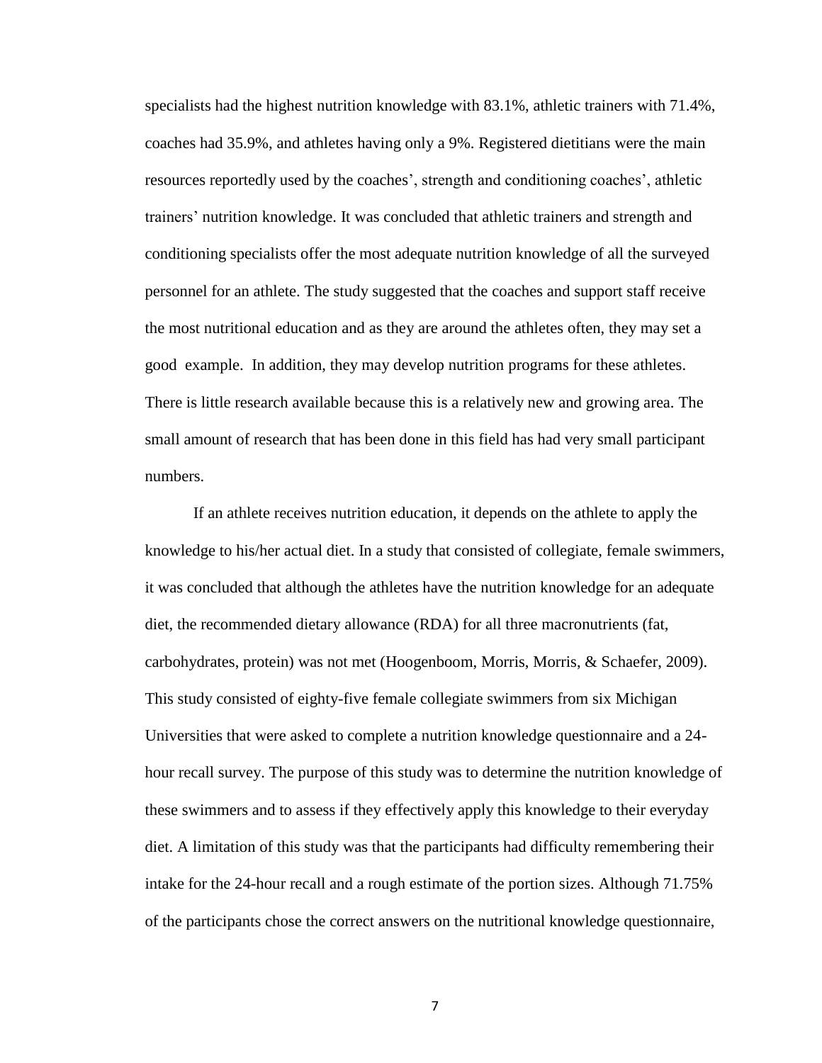specialists had the highest nutrition knowledge with 83.1%, athletic trainers with 71.4%, coaches had 35.9%, and athletes having only a 9%. Registered dietitians were the main resources reportedly used by the coaches', strength and conditioning coaches', athletic trainers' nutrition knowledge. It was concluded that athletic trainers and strength and conditioning specialists offer the most adequate nutrition knowledge of all the surveyed personnel for an athlete. The study suggested that the coaches and support staff receive the most nutritional education and as they are around the athletes often, they may set a good example. In addition, they may develop nutrition programs for these athletes. There is little research available because this is a relatively new and growing area. The small amount of research that has been done in this field has had very small participant numbers.

If an athlete receives nutrition education, it depends on the athlete to apply the knowledge to his/her actual diet. In a study that consisted of collegiate, female swimmers, it was concluded that although the athletes have the nutrition knowledge for an adequate diet, the recommended dietary allowance (RDA) for all three macronutrients (fat, carbohydrates, protein) was not met (Hoogenboom, Morris, Morris, & Schaefer, 2009). This study consisted of eighty-five female collegiate swimmers from six Michigan Universities that were asked to complete a nutrition knowledge questionnaire and a 24-hour recall survey. The purpose of this study was to determine the nutrition knowledge of these swimmers and to assess if they effectively apply this knowledge to their everyday diet. A limitation of this study was that the participants had difficulty remembering their intake for the 24-hour recall and a rough estimate of the portion sizes. Although 71.75% of the participants chose the correct answers on the nutritional knowledge questionnaire,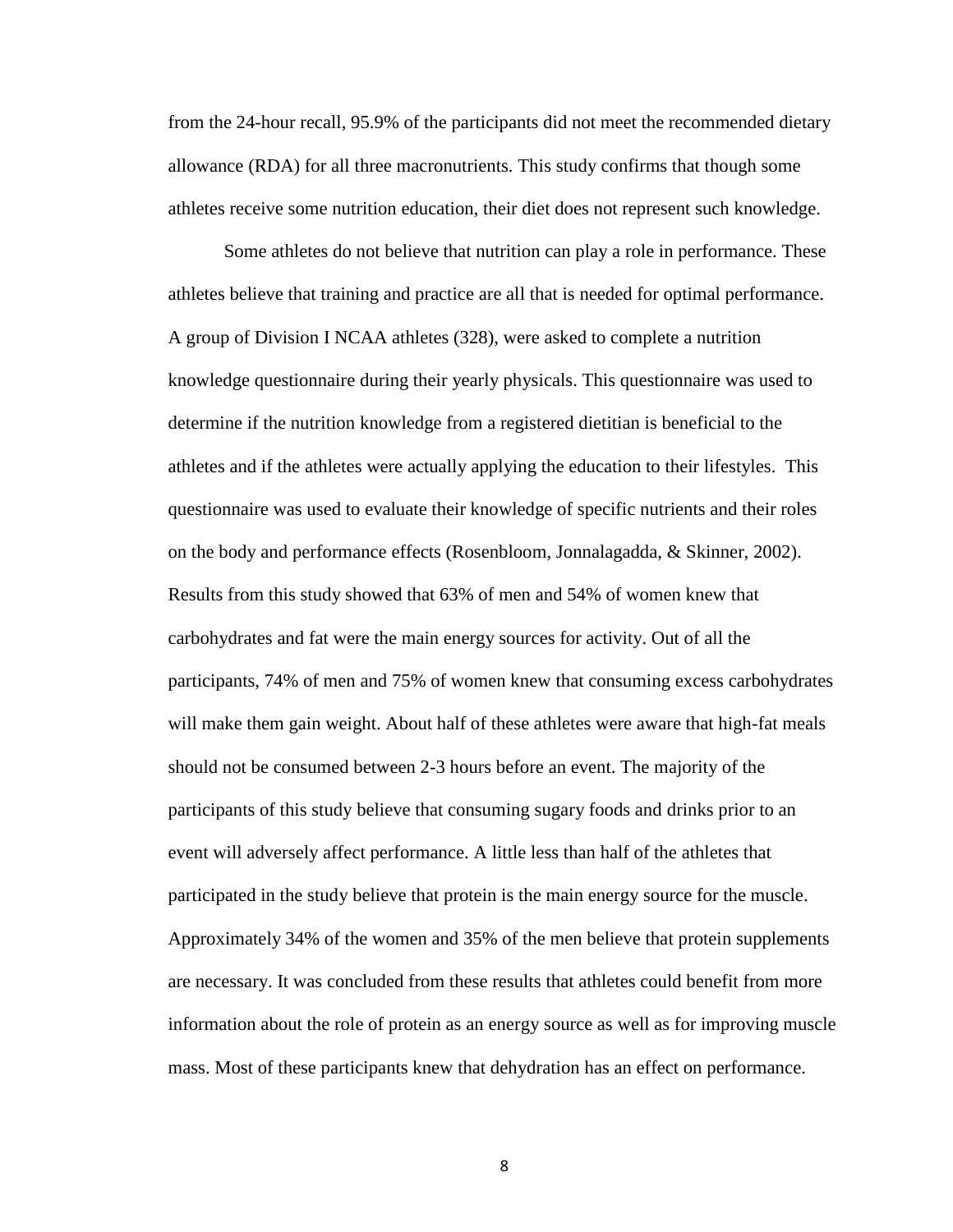from the 24-hour recall, 95.9% of the participants did not meet the recommended dietary allowance (RDA) for all three macronutrients. This study confirms that though some athletes receive some nutrition education, their diet does not represent such knowledge.

Some athletes do not believe that nutrition can play a role in performance. These athletes believe that training and practice are all that is needed for optimal performance. A group of Division I NCAA athletes (328), were asked to complete a nutrition knowledge questionnaire during their yearly physicals. This questionnaire was used to determine if the nutrition knowledge from a registered dietitian is beneficial to the athletes and if the athletes were actually applying the education to their lifestyles. This questionnaire was used to evaluate their knowledge of specific nutrients and their roles on the body and performance effects (Rosenbloom, Jonnalagadda, & Skinner, 2002). Results from this study showed that 63% of men and 54% of women knew that carbohydrates and fat were the main energy sources for activity. Out of all the participants, 74% of men and 75% of women knew that consuming excess carbohydrates will make them gain weight. About half of these athletes were aware that high-fat meals should not be consumed between 2-3 hours before an event. The majority of the participants of this study believe that consuming sugary foods and drinks prior to an event will adversely affect performance. A little less than half of the athletes that participated in the study believe that protein is the main energy source for the muscle. Approximately 34% of the women and 35% of the men believe that protein supplements are necessary. It was concluded from these results that athletes could benefit from more information about the role of protein as an energy source as well as for improving muscle mass. Most of these participants knew that dehydration has an effect on performance.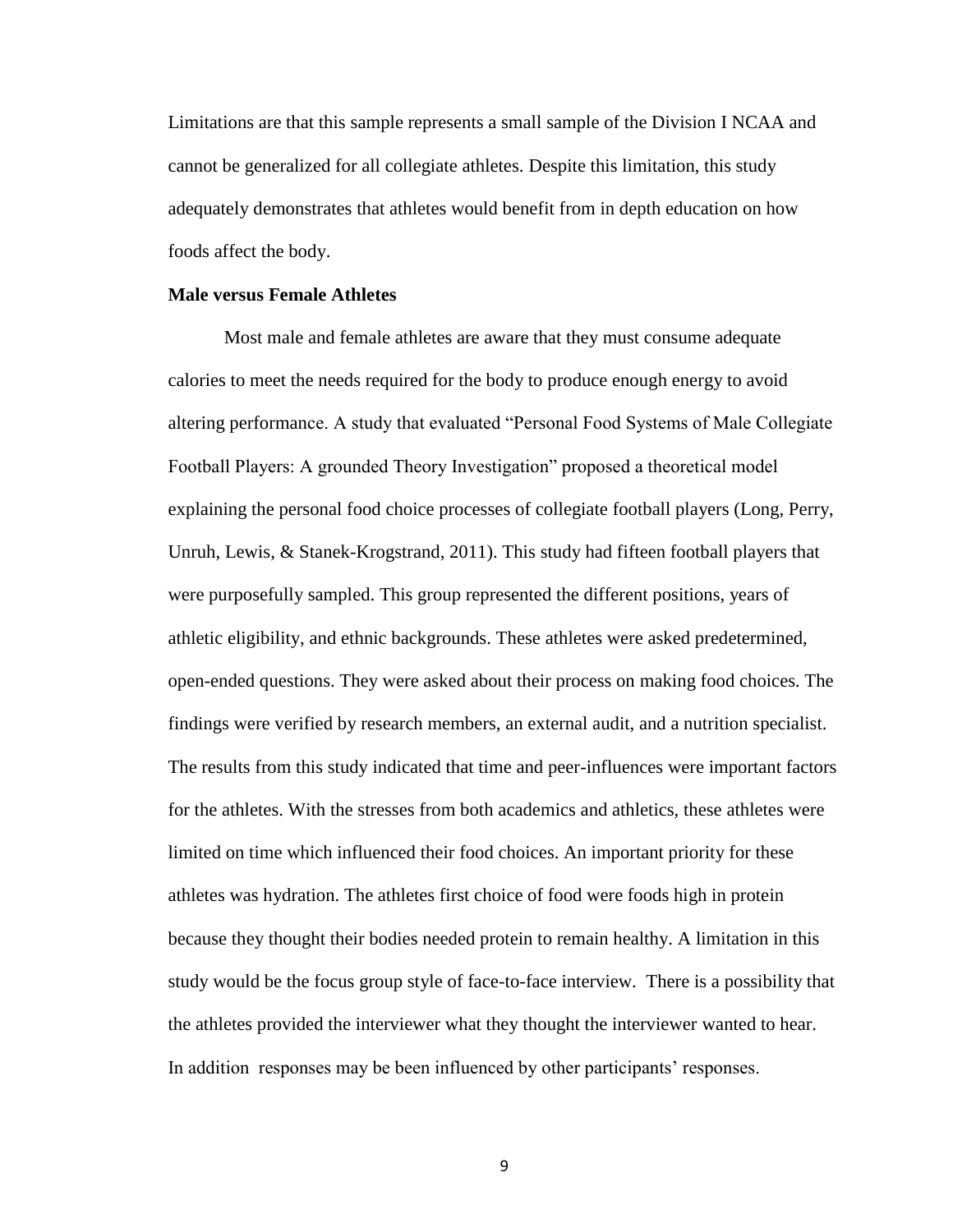Limitations are that this sample represents a small sample of the Division I NCAA and cannot be generalized for all collegiate athletes. Despite this limitation, this study adequately demonstrates that athletes would benefit from in depth education on how foods affect the body.

**Male versus Female Athletes**

Most male and female athletes are aware that they must consume adequate calories to meet the needs required for the body to produce enough energy to avoid altering performance. A study that evaluated "Personal Food Systems of Male Collegiate Football Players: A grounded Theory Investigation" proposed a theoretical model explaining the personal food choice processes of collegiate football players (Long, Perry, Unruh, Lewis, & Stanek-Krogstrand, 2011). This study had fifteen football players that were purposefully sampled. This group represented the different positions, years of athletic eligibility, and ethnic backgrounds. These athletes were asked predetermined, open-ended questions. They were asked about their process on making food choices. The findings were verified by research members, an external audit, and a nutrition specialist. The results from this study indicated that time and peer-influences were important factors for the athletes. With the stresses from both academics and athletics, these athletes were limited on time which influenced their food choices. An important priority for these athletes was hydration. The athletes first choice of food were foods high in protein because they thought their bodies needed protein to remain healthy. A limitation in this study would be the focus group style of face-to-face interview. There is a possibility that the athletes provided the interviewer what they thought the interviewer wanted to hear. In addition responses may be been influenced by other participants' responses.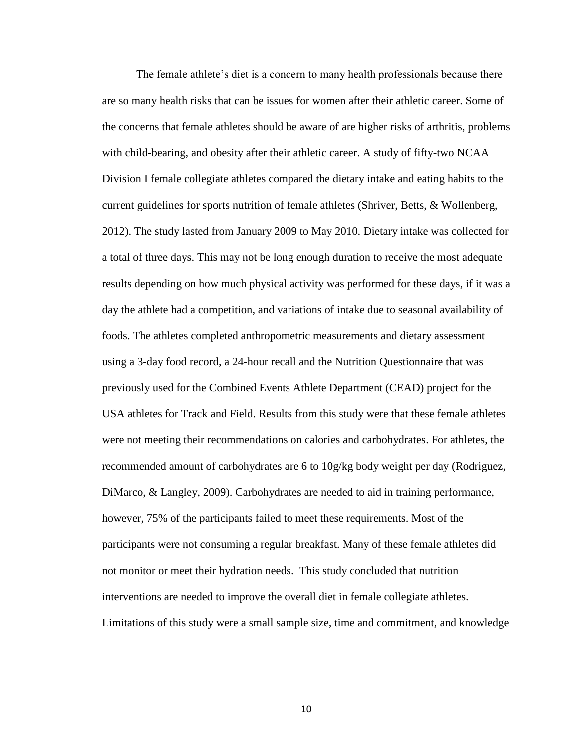The female athlete's diet is a concern to many health professionals because there are so many health risks that can be issues for women after their athletic career. Some of the concerns that female athletes should be aware of are higher risks of arthritis, problems with child-bearing, and obesity after their athletic career. A study of fifty-two NCAA Division I female collegiate athletes compared the dietary intake and eating habits to the current guidelines for sports nutrition of female athletes (Shriver, Betts, & Wollenberg, 2012). The study lasted from January 2009 to May 2010. Dietary intake was collected for a total of three days. This may not be long enough duration to receive the most adequate results depending on how much physical activity was performed for these days, if it was a day the athlete had a competition, and variations of intake due to seasonal availability of foods. The athletes completed anthropometric measurements and dietary assessment using a 3-day food record, a 24-hour recall and the Nutrition Questionnaire that was previously used for the Combined Events Athlete Department (CEAD) project for the USA athletes for Track and Field. Results from this study were that these female athletes were not meeting their recommendations on calories and carbohydrates. For athletes, the recommended amount of carbohydrates are 6 to 10g/kg body weight per day (Rodriguez, DiMarco, & Langley, 2009). Carbohydrates are needed to aid in training performance, however, 75% of the participants failed to meet these requirements. Most of the participants were not consuming a regular breakfast. Many of these female athletes did not monitor or meet their hydration needs. This study concluded that nutrition interventions are needed to improve the overall diet in female collegiate athletes. Limitations of this study were a small sample size, time and commitment, and knowledge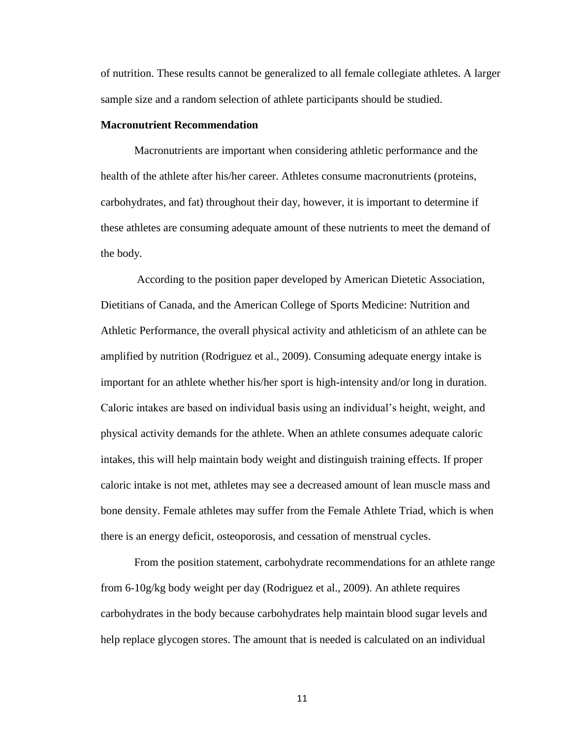of nutrition. These results cannot be generalized to all female collegiate athletes. A larger sample size and a random selection of athlete participants should be studied.

**Macronutrient Recommendation**

Macronutrients are important when considering athletic performance and the health of the athlete after his/her career. Athletes consume macronutrients (proteins, carbohydrates, and fat) throughout their day, however, it is important to determine if these athletes are consuming adequate amount of these nutrients to meet the demand of the body.

According to the position paper developed by American Dietetic Association, Dietitians of Canada, and the American College of Sports Medicine: Nutrition and Athletic Performance, the overall physical activity and athleticism of an athlete can be amplified by nutrition (Rodriguez et al., 2009). Consuming adequate energy intake is important for an athlete whether his/her sport is high-intensity and/or long in duration. Caloric intakes are based on individual basis using an individual's height, weight, and physical activity demands for the athlete. When an athlete consumes adequate caloric intakes, this will help maintain body weight and distinguish training effects. If proper caloric intake is not met, athletes may see a decreased amount of lean muscle mass and bone density. Female athletes may suffer from the Female Athlete Triad, which is when there is an energy deficit, osteoporosis, and cessation of menstrual cycles.

From the position statement, carbohydrate recommendations for an athlete range from 6-10g/kg body weight per day (Rodriguez et al., 2009). An athlete requires carbohydrates in the body because carbohydrates help maintain blood sugar levels and help replace glycogen stores. The amount that is needed is calculated on an individual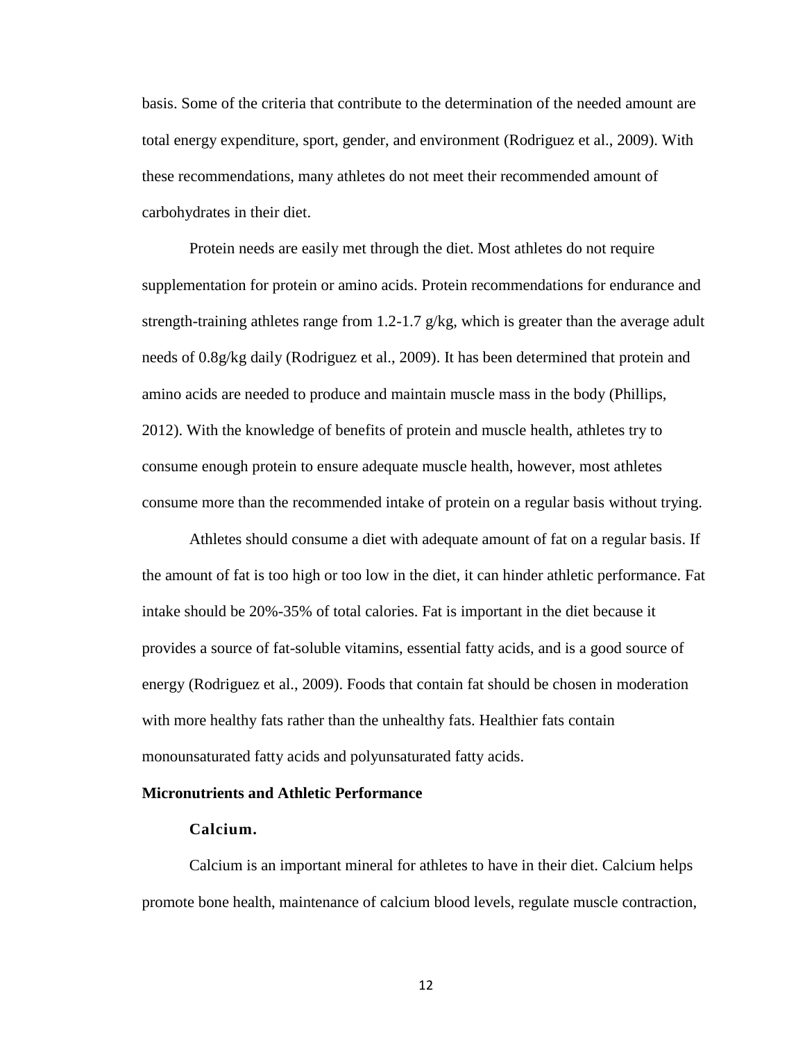basis. Some of the criteria that contribute to the determination of the needed amount are total energy expenditure, sport, gender, and environment (Rodriguez et al., 2009). With these recommendations, many athletes do not meet their recommended amount of carbohydrates in their diet.

Protein needs are easily met through the diet. Most athletes do not require supplementation for protein or amino acids. Protein recommendations for endurance and strength-training athletes range from 1.2-1.7 g/kg, which is greater than the average adult needs of 0.8g/kg daily (Rodriguez et al., 2009). It has been determined that protein and amino acids are needed to produce and maintain muscle mass in the body (Phillips, 2012). With the knowledge of benefits of protein and muscle health, athletes try to consume enough protein to ensure adequate muscle health, however, most athletes consume more than the recommended intake of protein on a regular basis without trying.

Athletes should consume a diet with adequate amount of fat on a regular basis. If the amount of fat is too high or too low in the diet, it can hinder athletic performance. Fat intake should be 20%-35% of total calories. Fat is important in the diet because it provides a source of fat-soluble vitamins, essential fatty acids, and is a good source of energy (Rodriguez et al., 2009). Foods that contain fat should be chosen in moderation with more healthy fats rather than the unhealthy fats. Healthier fats contain monounsaturated fatty acids and polyunsaturated fatty acids.

## Micronutrients and Athletic Performance

### Calcium.

Calcium is an important mineral for athletes to have in their diet. Calcium helps promote bone health, maintenance of calcium blood levels, regulate muscle contraction,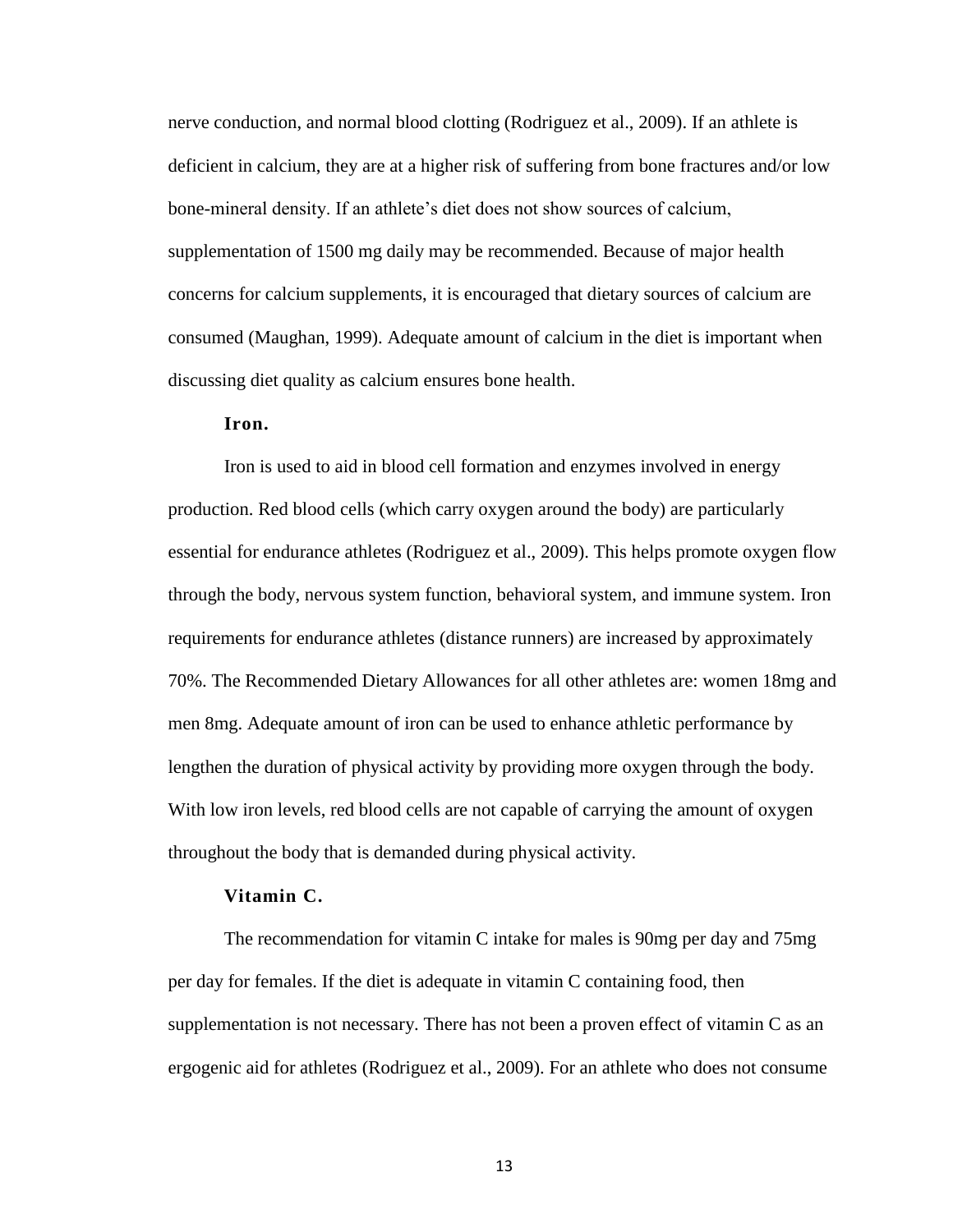nerve conduction, and normal blood clotting (Rodriguez et al., 2009). If an athlete is deficient in calcium, they are at a higher risk of suffering from bone fractures and/or low bone-mineral density. If an athlete's diet does not show sources of calcium, supplementation of 1500 mg daily may be recommended. Because of major health concerns for calcium supplements, it is encouraged that dietary sources of calcium are consumed (Maughan, 1999). Adequate amount of calcium in the diet is important when discussing diet quality as calcium ensures bone health.

**Iron.**

Iron is used to aid in blood cell formation and enzymes involved in energy production. Red blood cells (which carry oxygen around the body) are particularly essential for endurance athletes (Rodriguez et al., 2009). This helps promote oxygen flow through the body, nervous system function, behavioral system, and immune system. Iron requirements for endurance athletes (distance runners) are increased by approximately 70%. The Recommended Dietary Allowances for all other athletes are: women 18mg and men 8mg. Adequate amount of iron can be used to enhance athletic performance by lengthen the duration of physical activity by providing more oxygen through the body. With low iron levels, red blood cells are not capable of carrying the amount of oxygen throughout the body that is demanded during physical activity.

**Vitamin C.**

The recommendation for vitamin C intake for males is 90mg per day and 75mg per day for females. If the diet is adequate in vitamin C containing food, then supplementation is not necessary. There has not been a proven effect of vitamin C as an ergogenic aid for athletes (Rodriguez et al., 2009). For an athlete who does not consume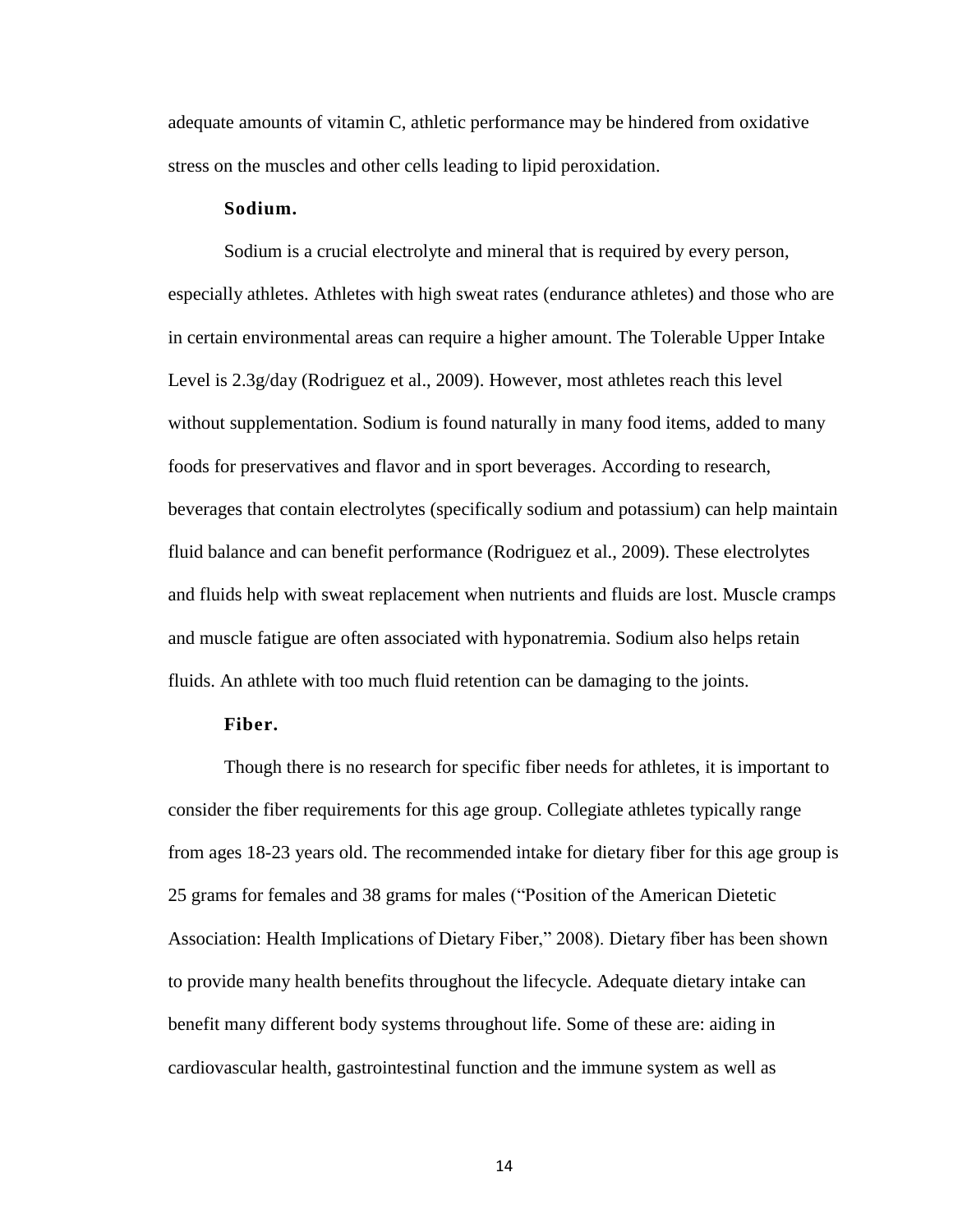adequate amounts of vitamin C, athletic performance may be hindered from oxidative stress on the muscles and other cells leading to lipid peroxidation.

**Sodium.**

Sodium is a crucial electrolyte and mineral that is required by every person, especially athletes. Athletes with high sweat rates (endurance athletes) and those who are in certain environmental areas can require a higher amount. The Tolerable Upper Intake Level is 2.3g/day (Rodriguez et al., 2009). However, most athletes reach this level without supplementation. Sodium is found naturally in many food items, added to many foods for preservatives and flavor and in sport beverages. According to research, beverages that contain electrolytes (specifically sodium and potassium) can help maintain fluid balance and can benefit performance (Rodriguez et al., 2009). These electrolytes and fluids help with sweat replacement when nutrients and fluids are lost. Muscle cramps and muscle fatigue are often associated with hyponatremia. Sodium also helps retain fluids. An athlete with too much fluid retention can be damaging to the joints.

**Fiber.**

Though there is no research for specific fiber needs for athletes, it is important to consider the fiber requirements for this age group. Collegiate athletes typically range from ages 18-23 years old. The recommended intake for dietary fiber for this age group is 25 grams for females and 38 grams for males ("Position of the American Dietetic Association: Health Implications of Dietary Fiber," 2008). Dietary fiber has been shown to provide many health benefits throughout the lifecycle. Adequate dietary intake can benefit many different body systems throughout life. Some of these are: aiding in cardiovascular health, gastrointestinal function and the immune system as well as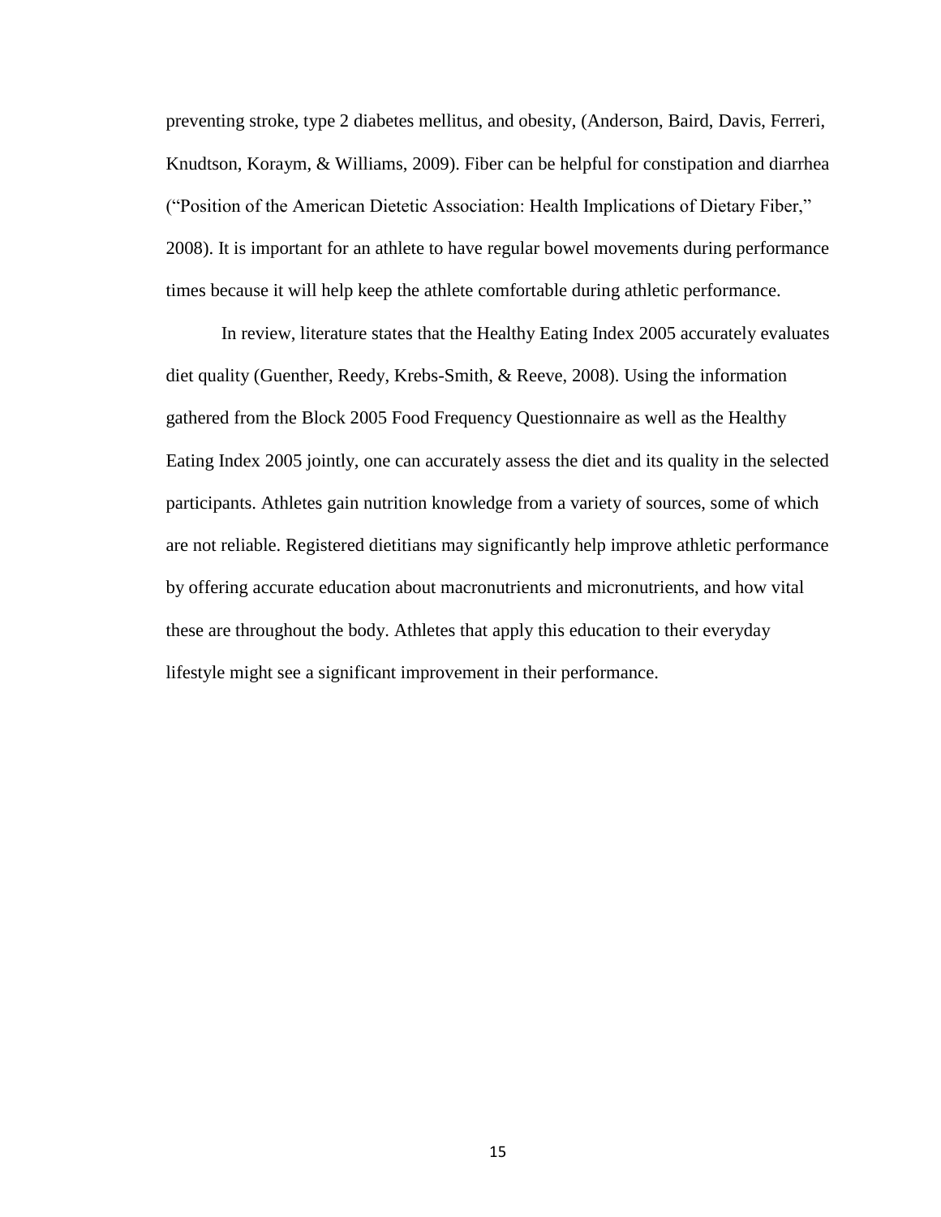preventing stroke, type 2 diabetes mellitus, and obesity, (Anderson, Baird, Davis, Ferreri, Knudtson, Koraym, & Williams, 2009). Fiber can be helpful for constipation and diarrhea ("Position of the American Dietetic Association: Health Implications of Dietary Fiber," 2008). It is important for an athlete to have regular bowel movements during performance times because it will help keep the athlete comfortable during athletic performance.

In review, literature states that the Healthy Eating Index 2005 accurately evaluates diet quality (Guenther, Reedy, Krebs-Smith, & Reeve, 2008). Using the information gathered from the Block 2005 Food Frequency Questionnaire as well as the Healthy Eating Index 2005 jointly, one can accurately assess the diet and its quality in the selected participants. Athletes gain nutrition knowledge from a variety of sources, some of which are not reliable. Registered dietitians may significantly help improve athletic performance by offering accurate education about macronutrients and micronutrients, and how vital these are throughout the body. Athletes that apply this education to their everyday lifestyle might see a significant improvement in their performance.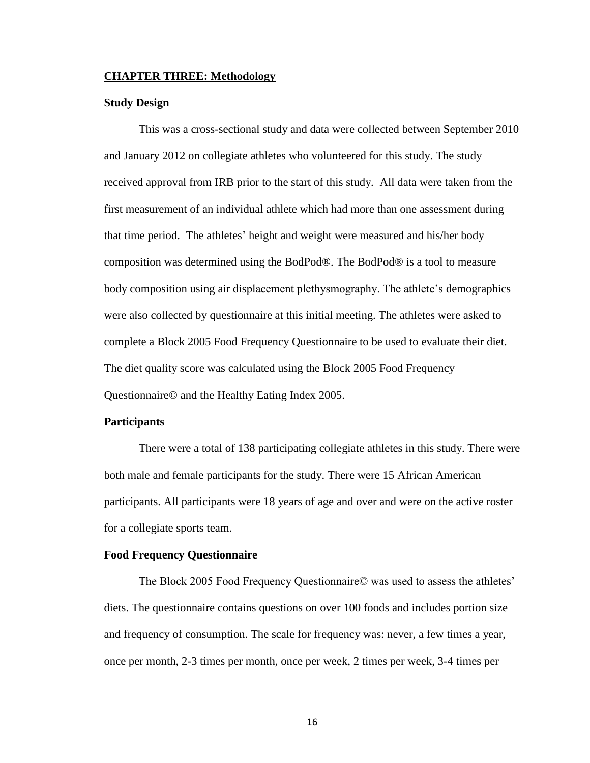## CHAPTER THREE: Methodology

### Study Design

This was a cross-sectional study and data were collected between September 2010 and January 2012 on collegiate athletes who volunteered for this study. The study received approval from IRB prior to the start of this study. All data were taken from the first measurement of an individual athlete which had more than one assessment during that time period. The athletes' height and weight were measured and his/her body composition was determined using the BodPod®. The BodPod® is a tool to measure body composition using air displacement plethysmography. The athlete's demographics were also collected by questionnaire at this initial meeting. The athletes were asked to complete a Block 2005 Food Frequency Questionnaire to be used to evaluate their diet. The diet quality score was calculated using the Block 2005 Food Frequency Questionnaire© and the Healthy Eating Index 2005.

### Participants

There were a total of 138 participating collegiate athletes in this study. There were both male and female participants for the study. There were 15 African American participants. All participants were 18 years of age and over and were on the active roster for a collegiate sports team.

### Food Frequency Questionnaire

The Block 2005 Food Frequency Questionnaire© was used to assess the athletes' diets. The questionnaire contains questions on over 100 foods and includes portion size and frequency of consumption. The scale for frequency was: never, a few times a year, once per month, 2-3 times per month, once per week, 2 times per week, 3-4 times per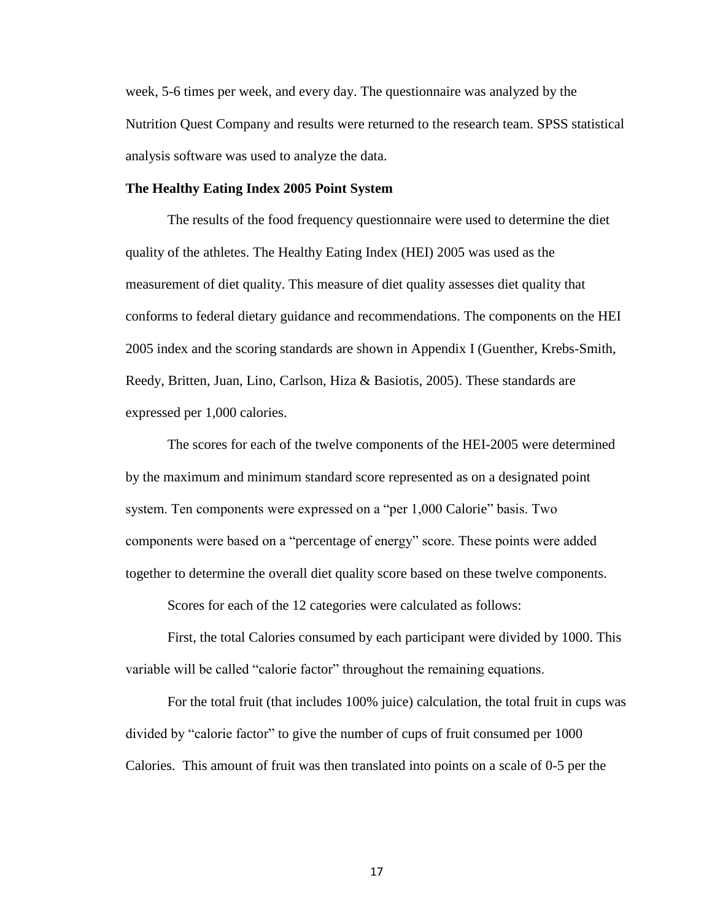week, 5-6 times per week, and every day. The questionnaire was analyzed by the Nutrition Quest Company and results were returned to the research team. SPSS statistical analysis software was used to analyze the data.

**The Healthy Eating Index 2005 Point System**

The results of the food frequency questionnaire were used to determine the diet quality of the athletes. The Healthy Eating Index (HEI) 2005 was used as the measurement of diet quality. This measure of diet quality assesses diet quality that conforms to federal dietary guidance and recommendations. The components on the HEI 2005 index and the scoring standards are shown in Appendix I (Guenther, Krebs-Smith, Reedy, Britten, Juan, Lino, Carlson, Hiza & Basiotis, 2005). These standards are expressed per 1,000 calories.

The scores for each of the twelve components of the HEI-2005 were determined by the maximum and minimum standard score represented as on a designated point system. Ten components were expressed on a "per 1,000 Calorie" basis. Two components were based on a "percentage of energy" score. These points were added together to determine the overall diet quality score based on these twelve components.

Scores for each of the 12 categories were calculated as follows:

First, the total Calories consumed by each participant were divided by 1000. This variable will be called "calorie factor" throughout the remaining equations.

For the total fruit (that includes 100% juice) calculation, the total fruit in cups was divided by "calorie factor" to give the number of cups of fruit consumed per 1000 Calories. This amount of fruit was then translated into points on a scale of 0-5 per the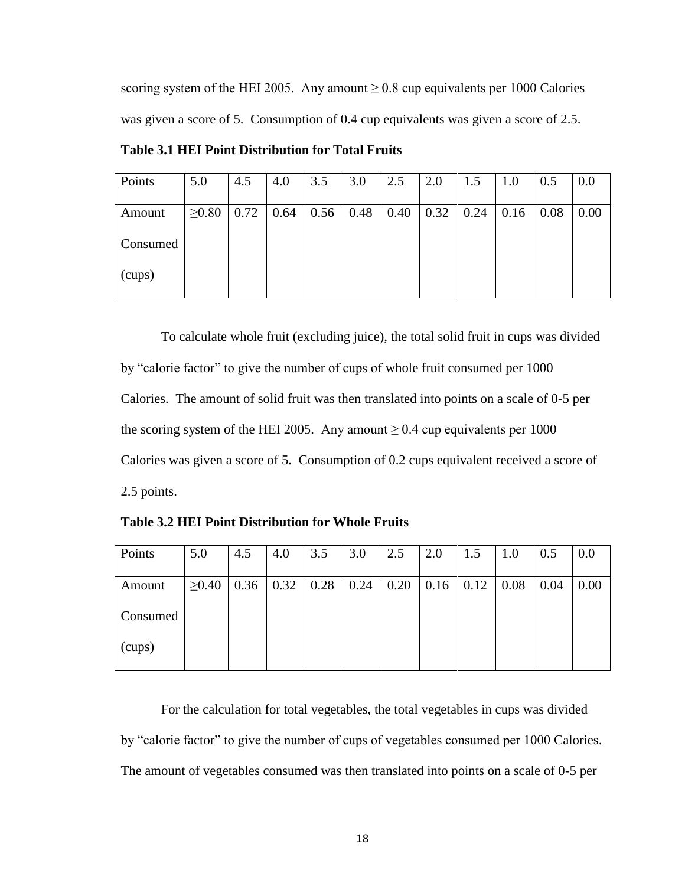scoring system of the HEI 2005. Any amount ≥ 0.8 cup equivalents per 1000 Calories was given a score of 5. Consumption of 0.4 cup equivalents was given a score of 2.5.

**Table 3.1 HEI Point Distribution for Total Fruits**

| Points | 5.0 | 4.5 | 4.0 | 3.5 | 3.0 | 2.5 | 2.0 | 1.5 | 1.0 | 0.5 | 0.0 |
|---|---|---|---|---|---|---|---|---|---|---|---|
| Amount Consumed (cups) | ≥0.80 | 0.72 | 0.64 | 0.56 | 0.48 | 0.40 | 0.32 | 0.24 | 0.16 | 0.08 | 0.00 |

To calculate whole fruit (excluding juice), the total solid fruit in cups was divided by "calorie factor" to give the number of cups of whole fruit consumed per 1000 Calories. The amount of solid fruit was then translated into points on a scale of 0-5 per the scoring system of the HEI 2005. Any amount ≥ 0.4 cup equivalents per 1000 Calories was given a score of 5. Consumption of 0.2 cups equivalent received a score of 2.5 points.

**Table 3.2 HEI Point Distribution for Whole Fruits**

| Points | 5.0 | 4.5 | 4.0 | 3.5 | 3.0 | 2.5 | 2.0 | 1.5 | 1.0 | 0.5 | 0.0 |
|---|---|---|---|---|---|---|---|---|---|---|---|
| Amount Consumed (cups) | ≥0.40 | 0.36 | 0.32 | 0.28 | 0.24 | 0.20 | 0.16 | 0.12 | 0.08 | 0.04 | 0.00 |

For the calculation for total vegetables, the total vegetables in cups was divided by "calorie factor" to give the number of cups of vegetables consumed per 1000 Calories. The amount of vegetables consumed was then translated into points on a scale of 0-5 per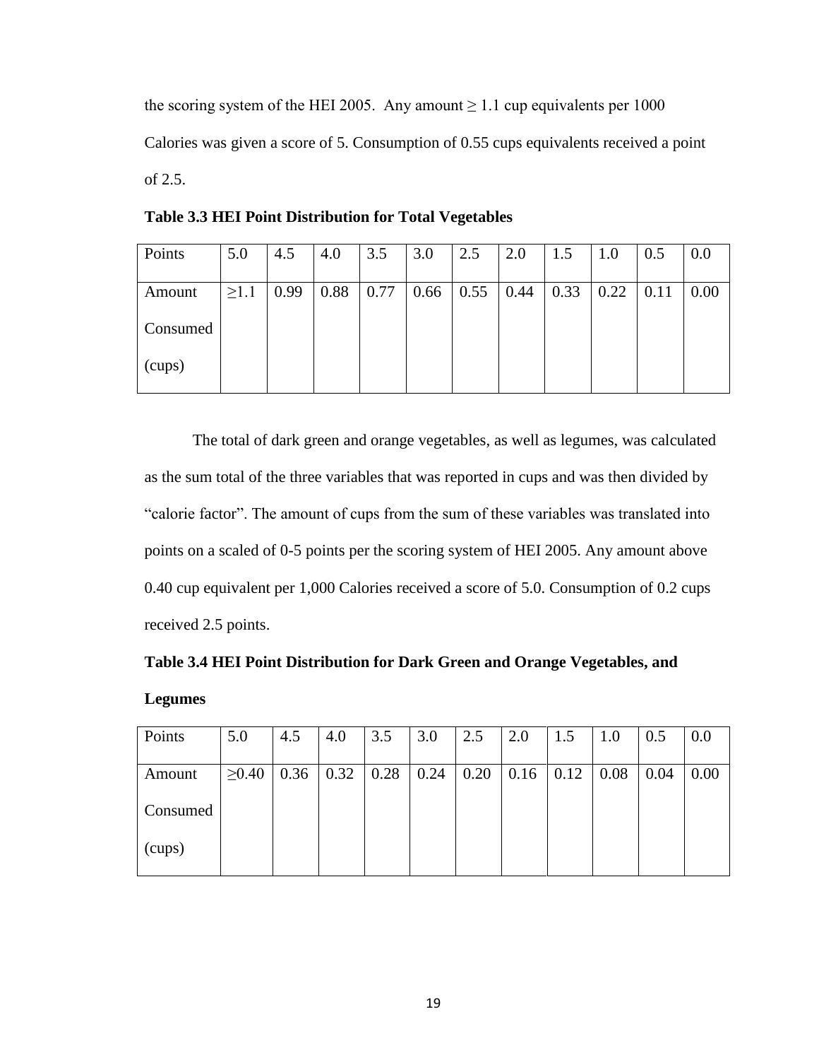the scoring system of the HEI 2005. Any amount ≥ 1.1 cup equivalents per 1000 Calories was given a score of 5. Consumption of 0.55 cups equivalents received a point of 2.5.

**Table 3.3 HEI Point Distribution for Total Vegetables**

| Points | 5.0 | 4.5 | 4.0 | 3.5 | 3.0 | 2.5 | 2.0 | 1.5 | 1.0 | 0.5 | 0.0 |
|---|---|---|---|---|---|---|---|---|---|---|---|
| Amount Consumed (cups) | ≥1.1 | 0.99 | 0.88 | 0.77 | 0.66 | 0.55 | 0.44 | 0.33 | 0.22 | 0.11 | 0.00 |

The total of dark green and orange vegetables, as well as legumes, was calculated as the sum total of the three variables that was reported in cups and was then divided by "calorie factor". The amount of cups from the sum of these variables was translated into points on a scaled of 0-5 points per the scoring system of HEI 2005. Any amount above 0.40 cup equivalent per 1,000 Calories received a score of 5.0. Consumption of 0.2 cups received 2.5 points.

**Table 3.4 HEI Point Distribution for Dark Green and Orange Vegetables, and Legumes**

| Points | 5.0 | 4.5 | 4.0 | 3.5 | 3.0 | 2.5 | 2.0 | 1.5 | 1.0 | 0.5 | 0.0 |
|---|---|---|---|---|---|---|---|---|---|---|---|
| Amount Consumed (cups) | ≥0.40 | 0.36 | 0.32 | 0.28 | 0.24 | 0.20 | 0.16 | 0.12 | 0.08 | 0.04 | 0.00 |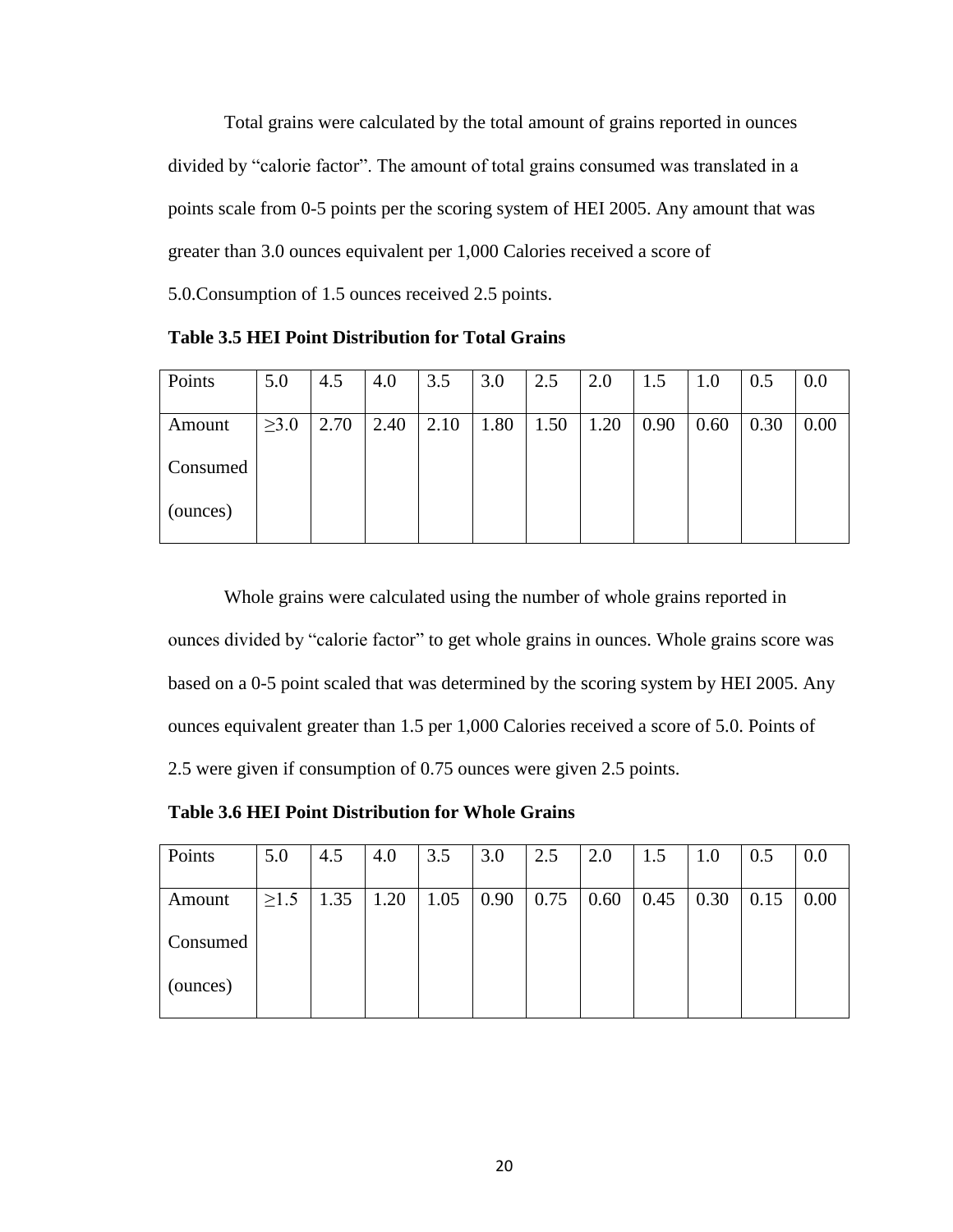Total grains were calculated by the total amount of grains reported in ounces divided by "calorie factor". The amount of total grains consumed was translated in a points scale from 0-5 points per the scoring system of HEI 2005. Any amount that was greater than 3.0 ounces equivalent per 1,000 Calories received a score of 5.0.Consumption of 1.5 ounces received 2.5 points.

**Table 3.5 HEI Point Distribution for Total Grains**

| Points | 5.0 | 4.5 | 4.0 | 3.5 | 3.0 | 2.5 | 2.0 | 1.5 | 1.0 | 0.5 | 0.0 |
|---|---|---|---|---|---|---|---|---|---|---|---|
| Amount Consumed (ounces) | ≥3.0 | 2.70 | 2.40 | 2.10 | 1.80 | 1.50 | 1.20 | 0.90 | 0.60 | 0.30 | 0.00 |

Whole grains were calculated using the number of whole grains reported in ounces divided by "calorie factor" to get whole grains in ounces. Whole grains score was based on a 0-5 point scaled that was determined by the scoring system by HEI 2005. Any ounces equivalent greater than 1.5 per 1,000 Calories received a score of 5.0. Points of 2.5 were given if consumption of 0.75 ounces were given 2.5 points.

**Table 3.6 HEI Point Distribution for Whole Grains**

| Points | 5.0 | 4.5 | 4.0 | 3.5 | 3.0 | 2.5 | 2.0 | 1.5 | 1.0 | 0.5 | 0.0 |
|---|---|---|---|---|---|---|---|---|---|---|---|
| Amount Consumed (ounces) | ≥1.5 | 1.35 | 1.20 | 1.05 | 0.90 | 0.75 | 0.60 | 0.45 | 0.30 | 0.15 | 0.00 |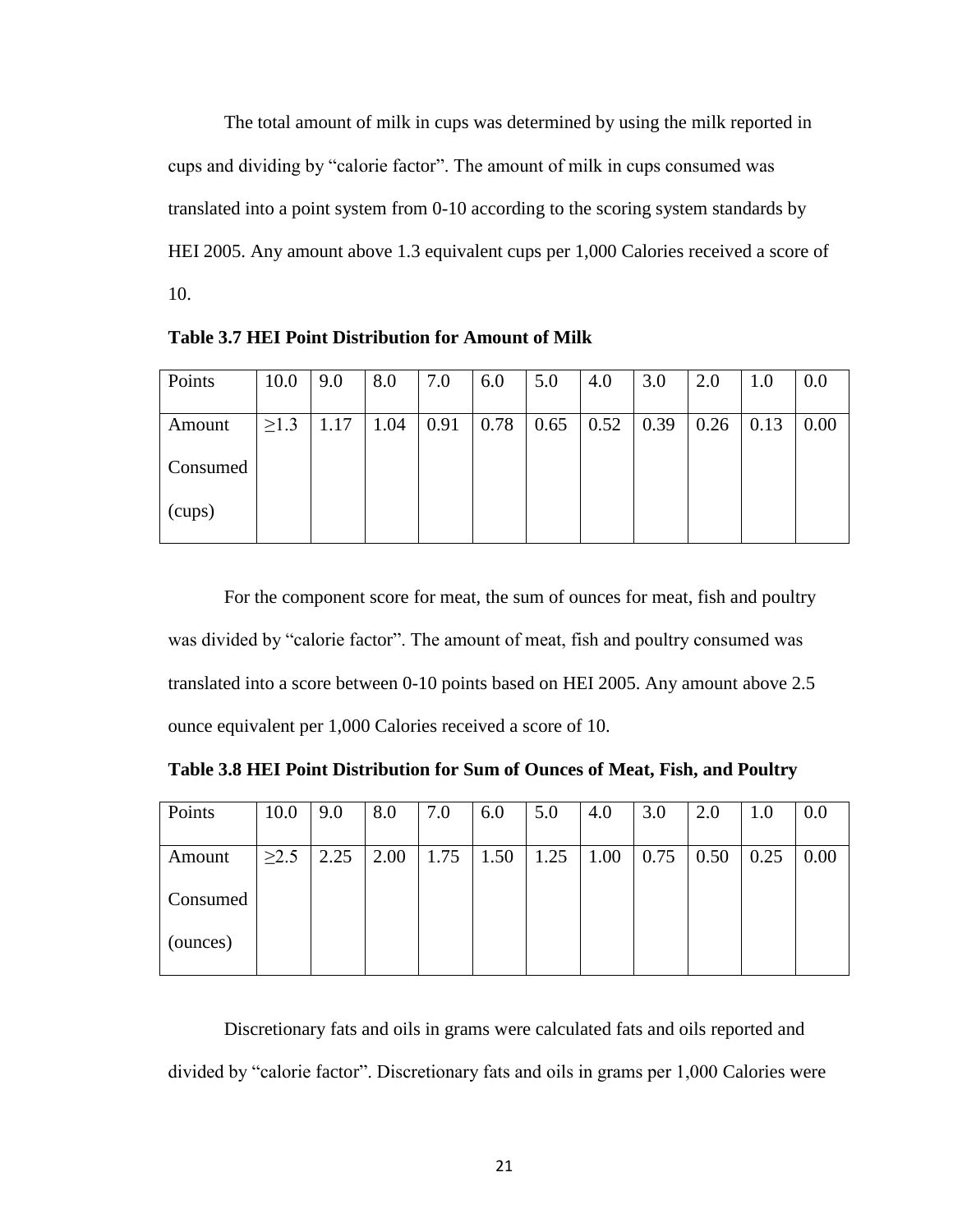The total amount of milk in cups was determined by using the milk reported in cups and dividing by "calorie factor". The amount of milk in cups consumed was translated into a point system from 0-10 according to the scoring system standards by HEI 2005. Any amount above 1.3 equivalent cups per 1,000 Calories received a score of 10.

**Table 3.7 HEI Point Distribution for Amount of Milk**

| Points | 10.0 | 9.0 | 8.0 | 7.0 | 6.0 | 5.0 | 4.0 | 3.0 | 2.0 | 1.0 | 0.0 |
|---|---|---|---|---|---|---|---|---|---|---|---|
| Amount Consumed (cups) | ≥1.3 | 1.17 | 1.04 | 0.91 | 0.78 | 0.65 | 0.52 | 0.39 | 0.26 | 0.13 | 0.00 |

For the component score for meat, the sum of ounces for meat, fish and poultry was divided by "calorie factor". The amount of meat, fish and poultry consumed was translated into a score between 0-10 points based on HEI 2005. Any amount above 2.5 ounce equivalent per 1,000 Calories received a score of 10.

**Table 3.8 HEI Point Distribution for Sum of Ounces of Meat, Fish, and Poultry**

| Points | 10.0 | 9.0 | 8.0 | 7.0 | 6.0 | 5.0 | 4.0 | 3.0 | 2.0 | 1.0 | 0.0 |
|---|---|---|---|---|---|---|---|---|---|---|---|
| Amount Consumed (ounces) | ≥2.5 | 2.25 | 2.00 | 1.75 | 1.50 | 1.25 | 1.00 | 0.75 | 0.50 | 0.25 | 0.00 |

Discretionary fats and oils in grams were calculated fats and oils reported and divided by "calorie factor". Discretionary fats and oils in grams per 1,000 Calories were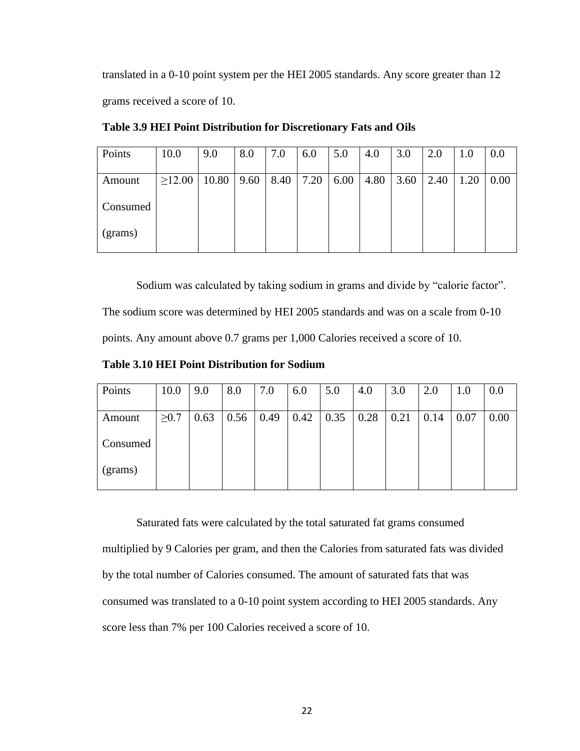translated in a 0-10 point system per the HEI 2005 standards. Any score greater than 12 grams received a score of 10.

**Table 3.9 HEI Point Distribution for Discretionary Fats and Oils**

| Points | 10.0 | 9.0 | 8.0 | 7.0 | 6.0 | 5.0 | 4.0 | 3.0 | 2.0 | 1.0 | 0.0 |
|---|---|---|---|---|---|---|---|---|---|---|---|
| Amount Consumed (grams) | ≥12.00 | 10.80 | 9.60 | 8.40 | 7.20 | 6.00 | 4.80 | 3.60 | 2.40 | 1.20 | 0.00 |

Sodium was calculated by taking sodium in grams and divide by "calorie factor". The sodium score was determined by HEI 2005 standards and was on a scale from 0-10 points. Any amount above 0.7 grams per 1,000 Calories received a score of 10.

**Table 3.10 HEI Point Distribution for Sodium**

| Points | 10.0 | 9.0 | 8.0 | 7.0 | 6.0 | 5.0 | 4.0 | 3.0 | 2.0 | 1.0 | 0.0 |
|---|---|---|---|---|---|---|---|---|---|---|---|
| Amount Consumed (grams) | ≥0.7 | 0.63 | 0.56 | 0.49 | 0.42 | 0.35 | 0.28 | 0.21 | 0.14 | 0.07 | 0.00 |

Saturated fats were calculated by the total saturated fat grams consumed multiplied by 9 Calories per gram, and then the Calories from saturated fats was divided by the total number of Calories consumed. The amount of saturated fats that was consumed was translated to a 0-10 point system according to HEI 2005 standards. Any score less than 7% per 100 Calories received a score of 10.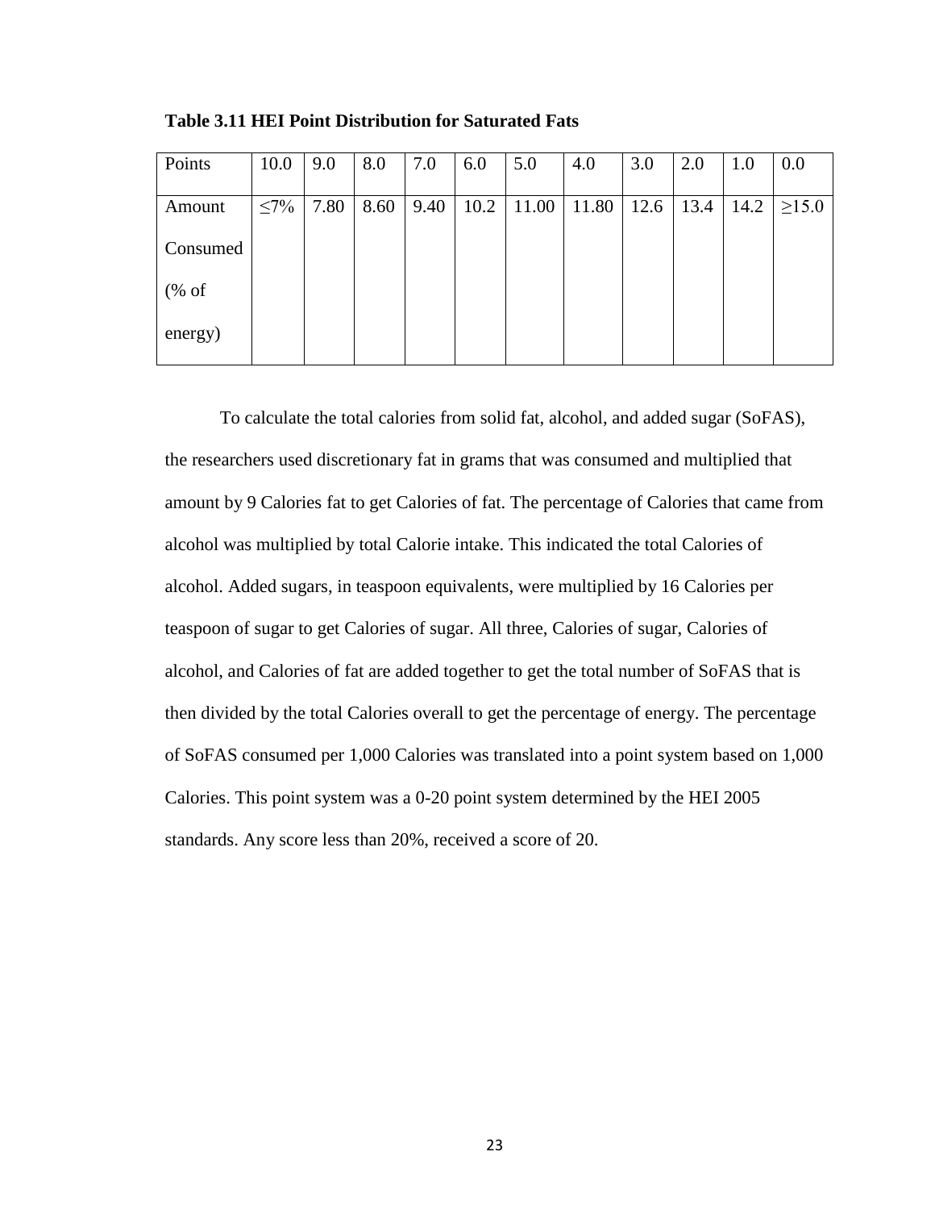**Table 3.11 HEI Point Distribution for Saturated Fats**

| Points | 10.0 | 9.0 | 8.0 | 7.0 | 6.0 | 5.0 | 4.0 | 3.0 | 2.0 | 1.0 | 0.0 |
|---|---|---|---|---|---|---|---|---|---|---|---|
| Amount Consumed (% of energy) | ≤7% | 7.80 | 8.60 | 9.40 | 10.2 | 11.00 | 11.80 | 12.6 | 13.4 | 14.2 | ≥15.0 |

To calculate the total calories from solid fat, alcohol, and added sugar (SoFAS), the researchers used discretionary fat in grams that was consumed and multiplied that amount by 9 Calories fat to get Calories of fat. The percentage of Calories that came from alcohol was multiplied by total Calorie intake. This indicated the total Calories of alcohol. Added sugars, in teaspoon equivalents, were multiplied by 16 Calories per teaspoon of sugar to get Calories of sugar. All three, Calories of sugar, Calories of alcohol, and Calories of fat are added together to get the total number of SoFAS that is then divided by the total Calories overall to get the percentage of energy. The percentage of SoFAS consumed per 1,000 Calories was translated into a point system based on 1,000 Calories. This point system was a 0-20 point system determined by the HEI 2005 standards. Any score less than 20%, received a score of 20.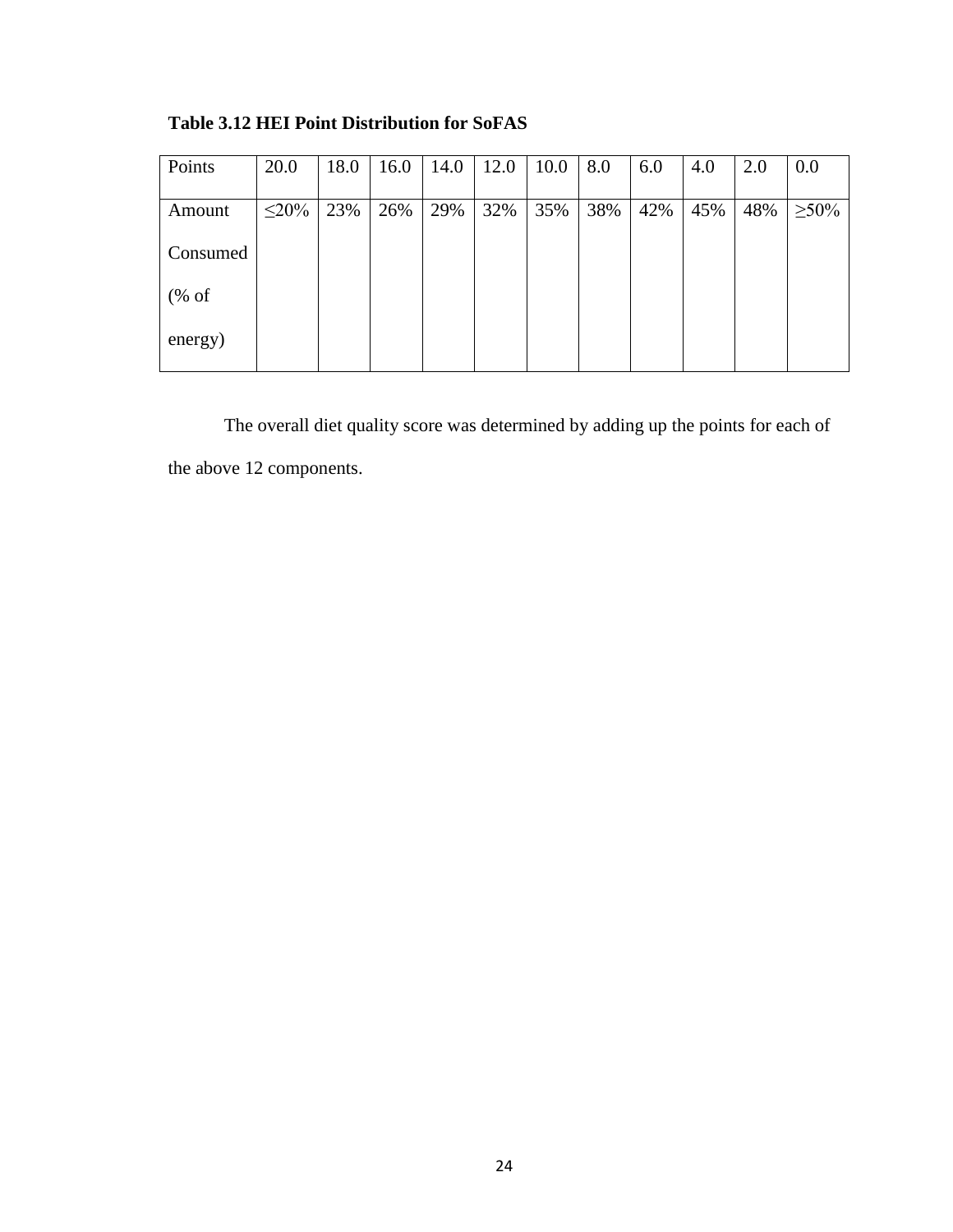**Table 3.12 HEI Point Distribution for SoFAS**

| Points | 20.0 | 18.0 | 16.0 | 14.0 | 12.0 | 10.0 | 8.0 | 6.0 | 4.0 | 2.0 | 0.0 |
|---|---|---|---|---|---|---|---|---|---|---|---|
| Amount Consumed (% of energy) | ≤20% | 23% | 26% | 29% | 32% | 35% | 38% | 42% | 45% | 48% | ≥50% |

The overall diet quality score was determined by adding up the points for each of the above 12 components.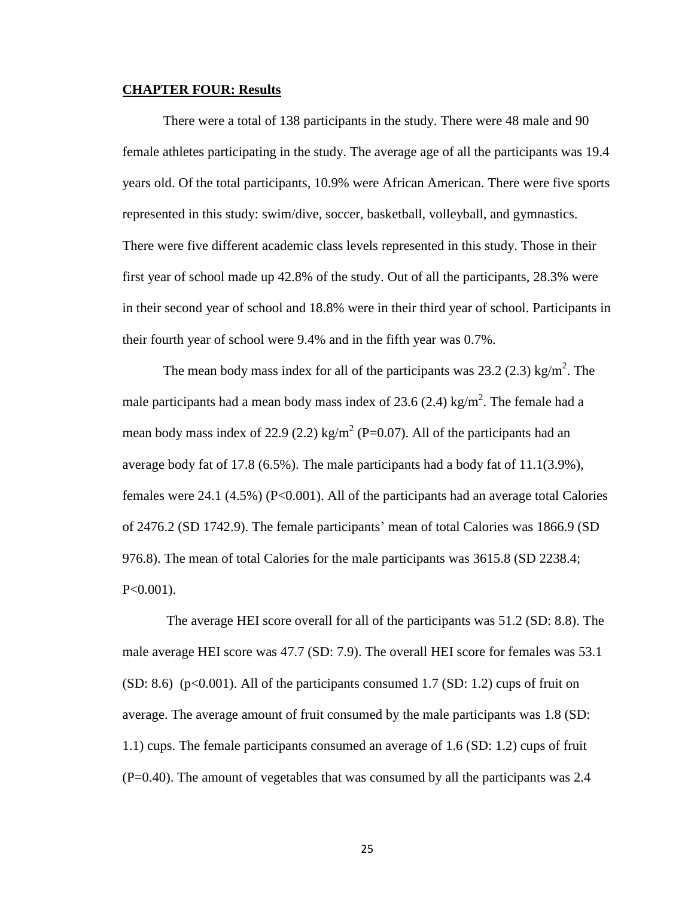**CHAPTER FOUR: Results**

There were a total of 138 participants in the study. There were 48 male and 90 female athletes participating in the study. The average age of all the participants was 19.4 years old. Of the total participants, 10.9% were African American. There were five sports represented in this study: swim/dive, soccer, basketball, volleyball, and gymnastics. There were five different academic class levels represented in this study. Those in their first year of school made up 42.8% of the study. Out of all the participants, 28.3% were in their second year of school and 18.8% were in their third year of school. Participants in their fourth year of school were 9.4% and in the fifth year was 0.7%.

The mean body mass index for all of the participants was 23.2 (2.3) $kg/m^2$. The male participants had a mean body mass index of 23.6 (2.4) $kg/m^2$. The female had a mean body mass index of 22.9 (2.2) $kg/m^2$ ($P=0.07$). All of the participants had an average body fat of 17.8 (6.5%). The male participants had a body fat of 11.1(3.9%), females were 24.1 (4.5%) ($P<0.001$). All of the participants had an average total Calories of 2476.2 (SD 1742.9). The female participants' mean of total Calories was 1866.9 (SD 976.8). The mean of total Calories for the male participants was 3615.8 (SD 2238.4; $P<0.001$).

The average HEI score overall for all of the participants was 51.2 (SD: 8.8). The male average HEI score was 47.7 (SD: 7.9). The overall HEI score for females was 53.1 (SD: 8.6) ($p<0.001$). All of the participants consumed 1.7 (SD: 1.2) cups of fruit on average. The average amount of fruit consumed by the male participants was 1.8 (SD: 1.1) cups. The female participants consumed an average of 1.6 (SD: 1.2) cups of fruit ($P=0.40$). The amount of vegetables that was consumed by all the participants was 2.4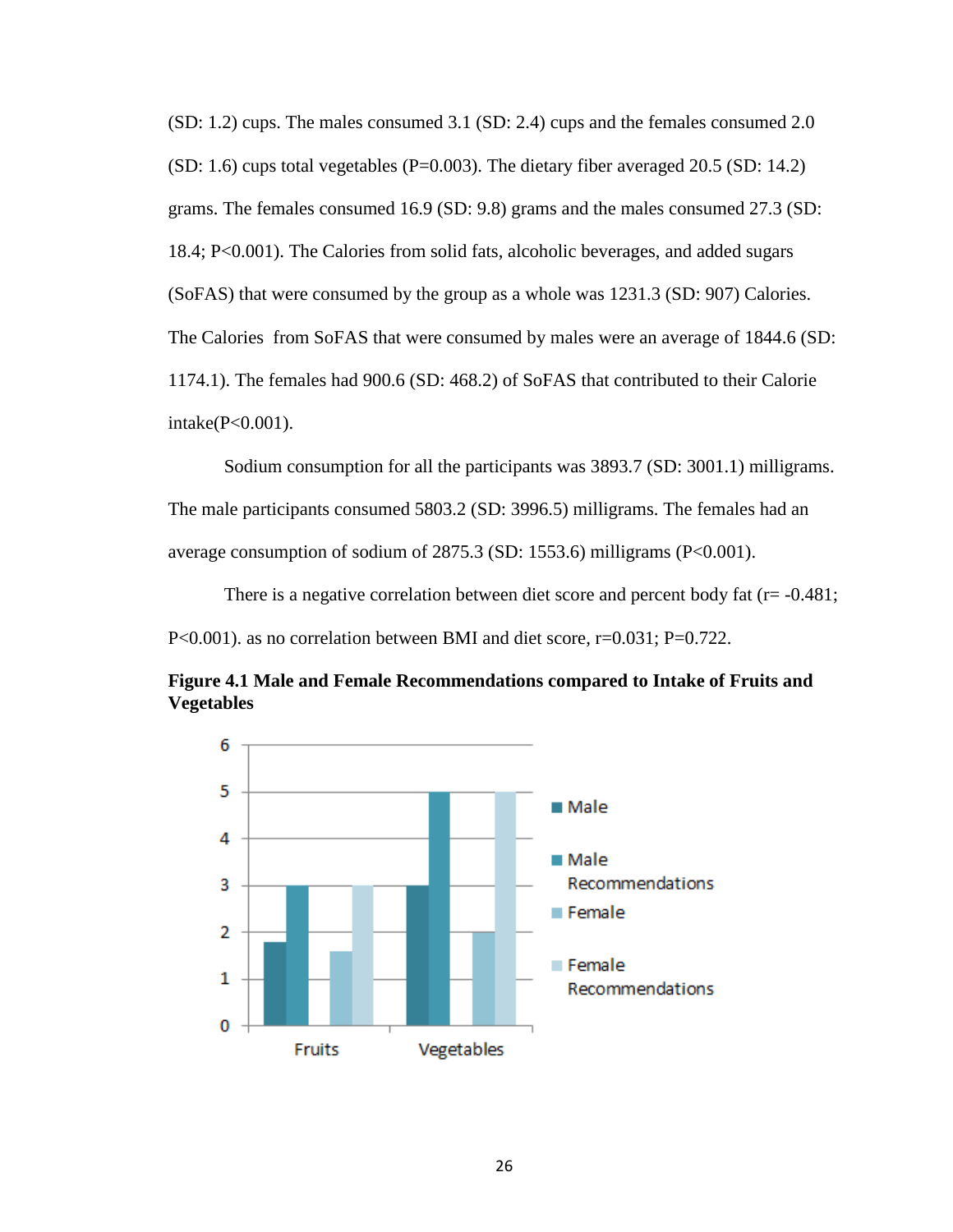(SD: 1.2) cups. The males consumed 3.1 (SD: 2.4) cups and the females consumed 2.0 (SD: 1.6) cups total vegetables (P=0.003). The dietary fiber averaged 20.5 (SD: 14.2) grams. The females consumed 16.9 (SD: 9.8) grams and the males consumed 27.3 (SD: 18.4; P<0.001). The Calories from solid fats, alcoholic beverages, and added sugars (SoFAS) that were consumed by the group as a whole was 1231.3 (SD: 907) Calories. The Calories from SoFAS that were consumed by males were an average of 1844.6 (SD: 1174.1). The females had 900.6 (SD: 468.2) of SoFAS that contributed to their Calorie intake(P<0.001).

Sodium consumption for all the participants was 3893.7 (SD: 3001.1) milligrams. The male participants consumed 5803.2 (SD: 3996.5) milligrams. The females had an average consumption of sodium of 2875.3 (SD: 1553.6) milligrams (P<0.001).

There is a negative correlation between diet score and percent body fat (r= -0.481; P<0.001). as no correlation between BMI and diet score, r=0.031; P=0.722.

**Figure 4.1 Male and Female Recommendations compared to Intake of Fruits and Vegetables**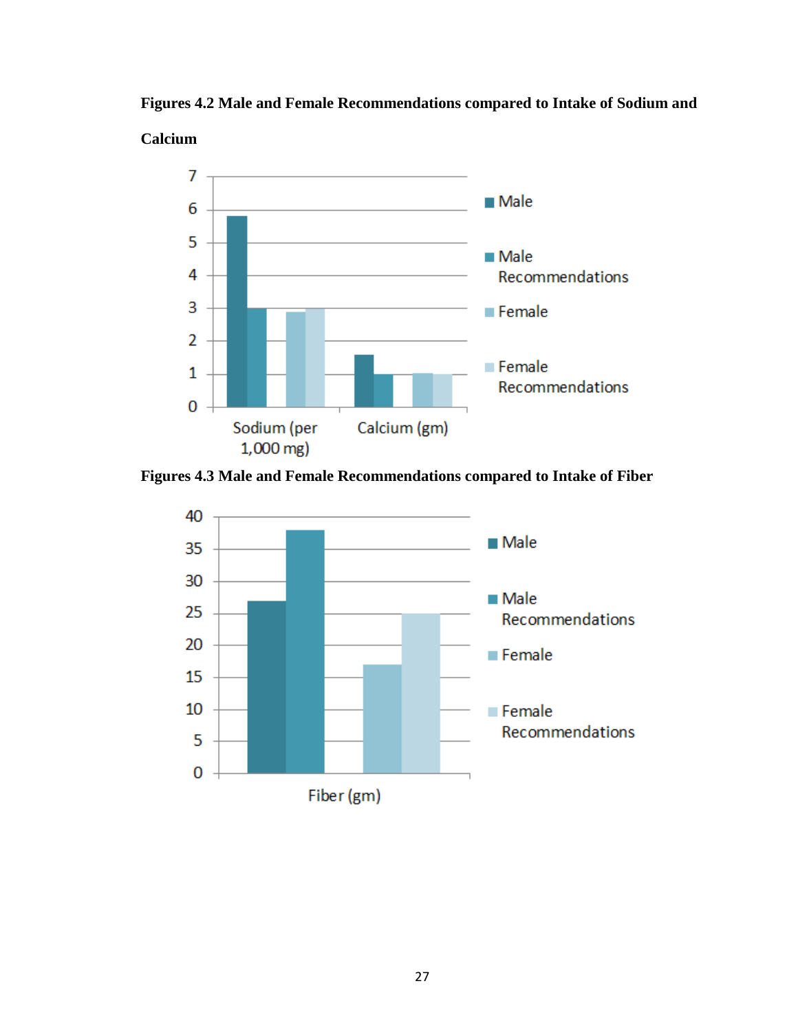**Figures 4.2 Male and Female Recommendations compared to Intake of Sodium and Calcium**

**Figures 4.3 Male and Female Recommendations compared to Intake of Fiber**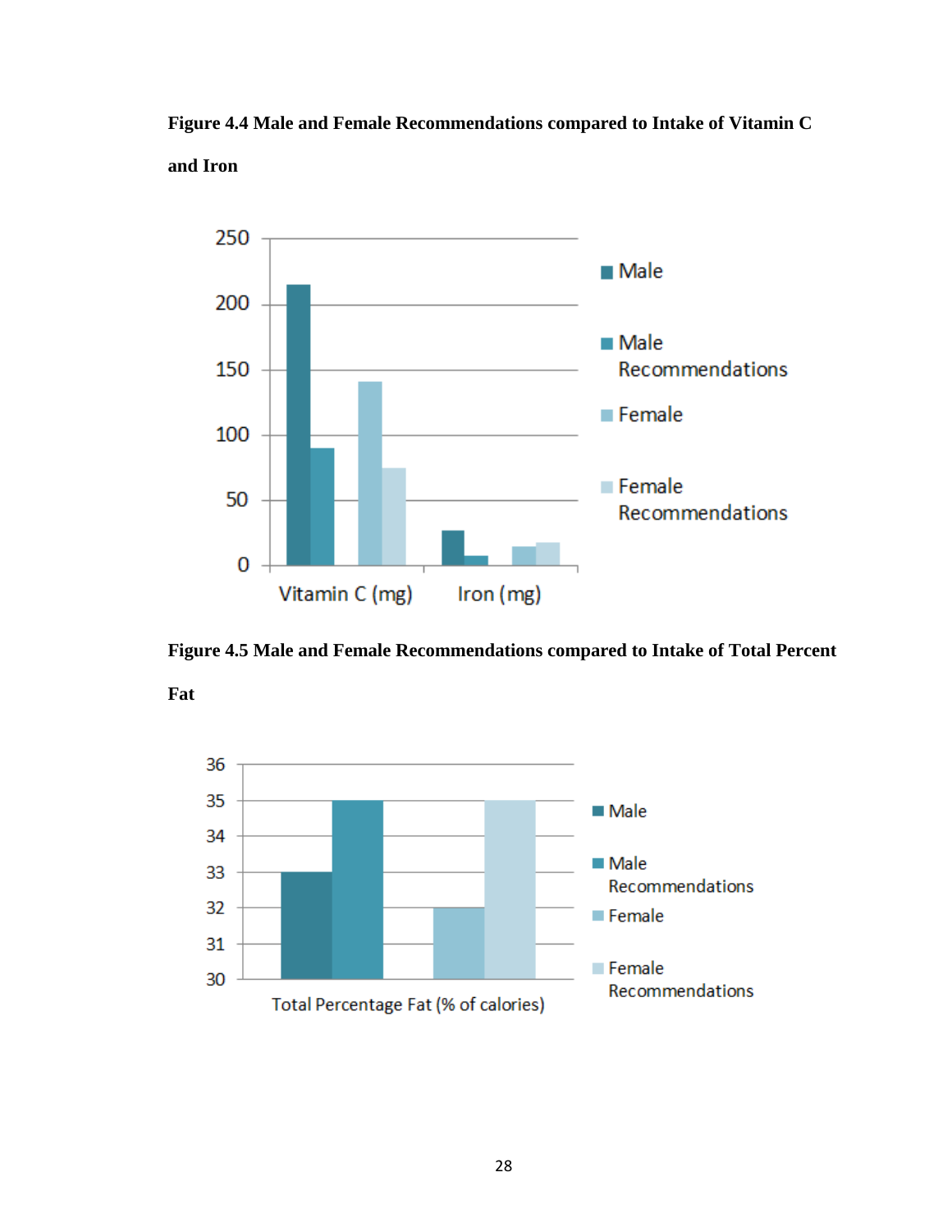**Figure 4.4 Male and Female Recommendations compared to Intake of Vitamin C and Iron**

**Figure 4.5 Male and Female Recommendations compared to Intake of Total Percent Fat**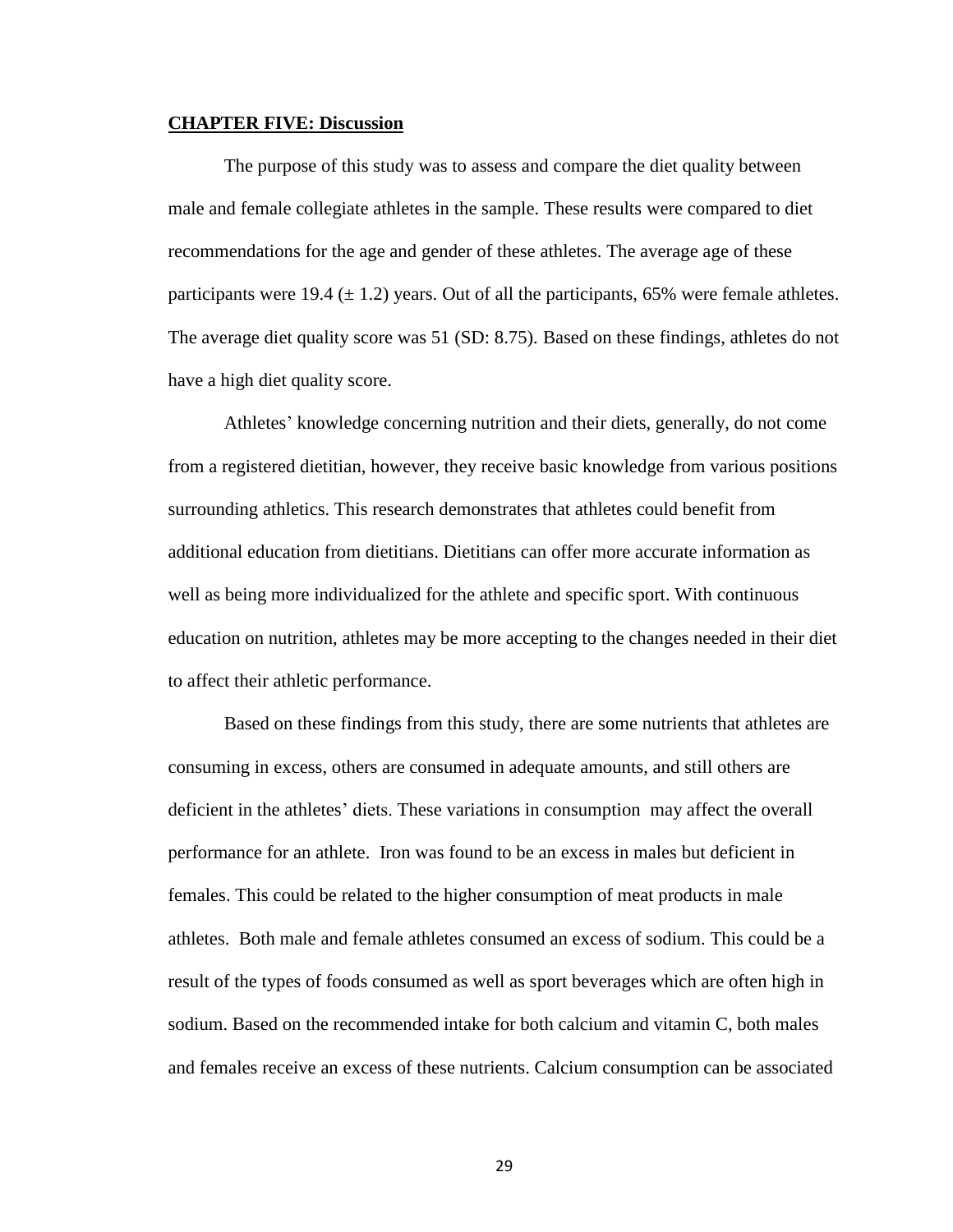**CHAPTER FIVE: Discussion**

The purpose of this study was to assess and compare the diet quality between male and female collegiate athletes in the sample. These results were compared to diet recommendations for the age and gender of these athletes. The average age of these participants were 19.4 (± 1.2) years. Out of all the participants, 65% were female athletes. The average diet quality score was 51 (SD: 8.75). Based on these findings, athletes do not have a high diet quality score.

Athletes' knowledge concerning nutrition and their diets, generally, do not come from a registered dietitian, however, they receive basic knowledge from various positions surrounding athletics. This research demonstrates that athletes could benefit from additional education from dietitians. Dietitians can offer more accurate information as well as being more individualized for the athlete and specific sport. With continuous education on nutrition, athletes may be more accepting to the changes needed in their diet to affect their athletic performance.

Based on these findings from this study, there are some nutrients that athletes are consuming in excess, others are consumed in adequate amounts, and still others are deficient in the athletes' diets. These variations in consumption may affect the overall performance for an athlete. Iron was found to be an excess in males but deficient in females. This could be related to the higher consumption of meat products in male athletes. Both male and female athletes consumed an excess of sodium. This could be a result of the types of foods consumed as well as sport beverages which are often high in sodium. Based on the recommended intake for both calcium and vitamin C, both males and females receive an excess of these nutrients. Calcium consumption can be associated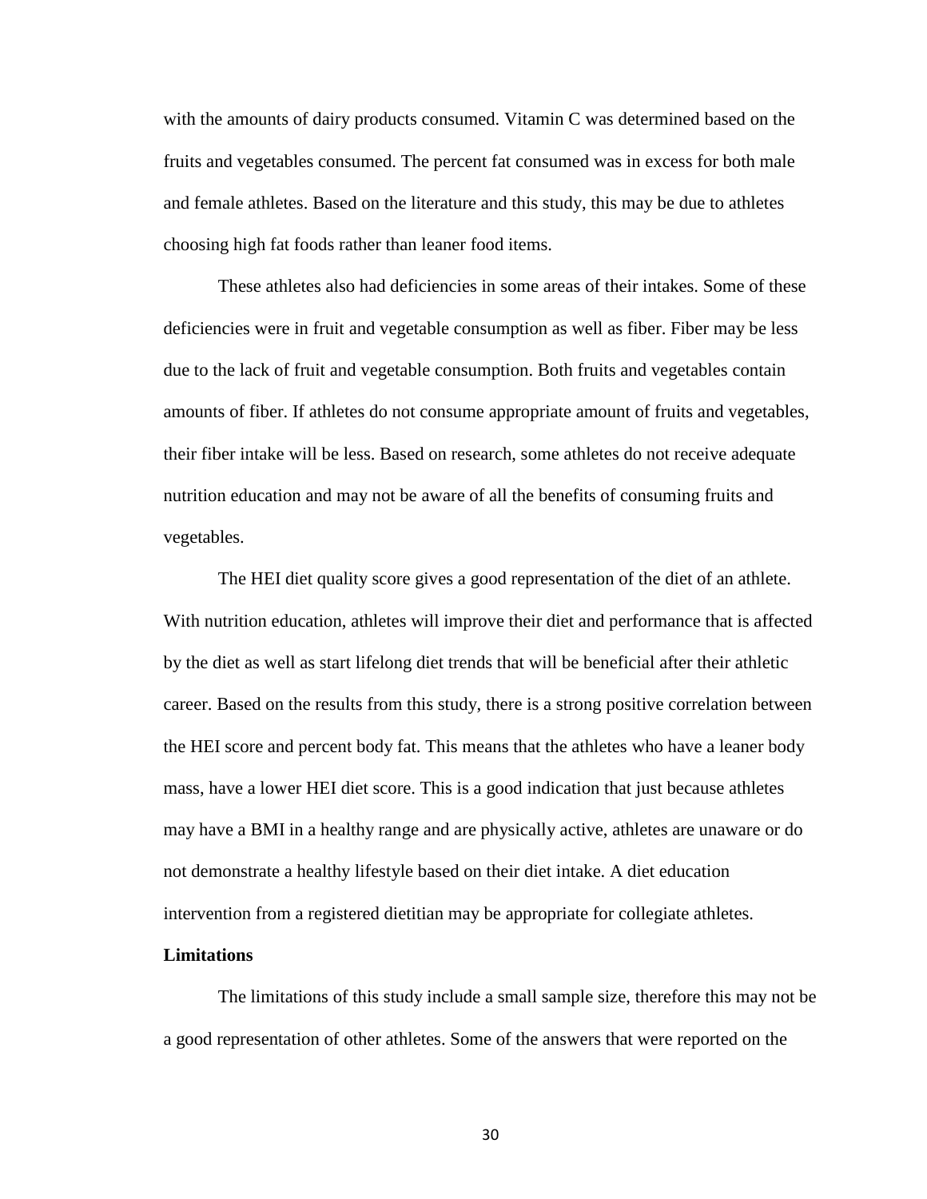with the amounts of dairy products consumed. Vitamin C was determined based on the fruits and vegetables consumed. The percent fat consumed was in excess for both male and female athletes. Based on the literature and this study, this may be due to athletes choosing high fat foods rather than leaner food items.

These athletes also had deficiencies in some areas of their intakes. Some of these deficiencies were in fruit and vegetable consumption as well as fiber. Fiber may be less due to the lack of fruit and vegetable consumption. Both fruits and vegetables contain amounts of fiber. If athletes do not consume appropriate amount of fruits and vegetables, their fiber intake will be less. Based on research, some athletes do not receive adequate nutrition education and may not be aware of all the benefits of consuming fruits and vegetables.

The HEI diet quality score gives a good representation of the diet of an athlete. With nutrition education, athletes will improve their diet and performance that is affected by the diet as well as start lifelong diet trends that will be beneficial after their athletic career. Based on the results from this study, there is a strong positive correlation between the HEI score and percent body fat. This means that the athletes who have a leaner body mass, have a lower HEI diet score. This is a good indication that just because athletes may have a BMI in a healthy range and are physically active, athletes are unaware or do not demonstrate a healthy lifestyle based on their diet intake. A diet education intervention from a registered dietitian may be appropriate for collegiate athletes.

**Limitations**

The limitations of this study include a small sample size, therefore this may not be a good representation of other athletes. Some of the answers that were reported on the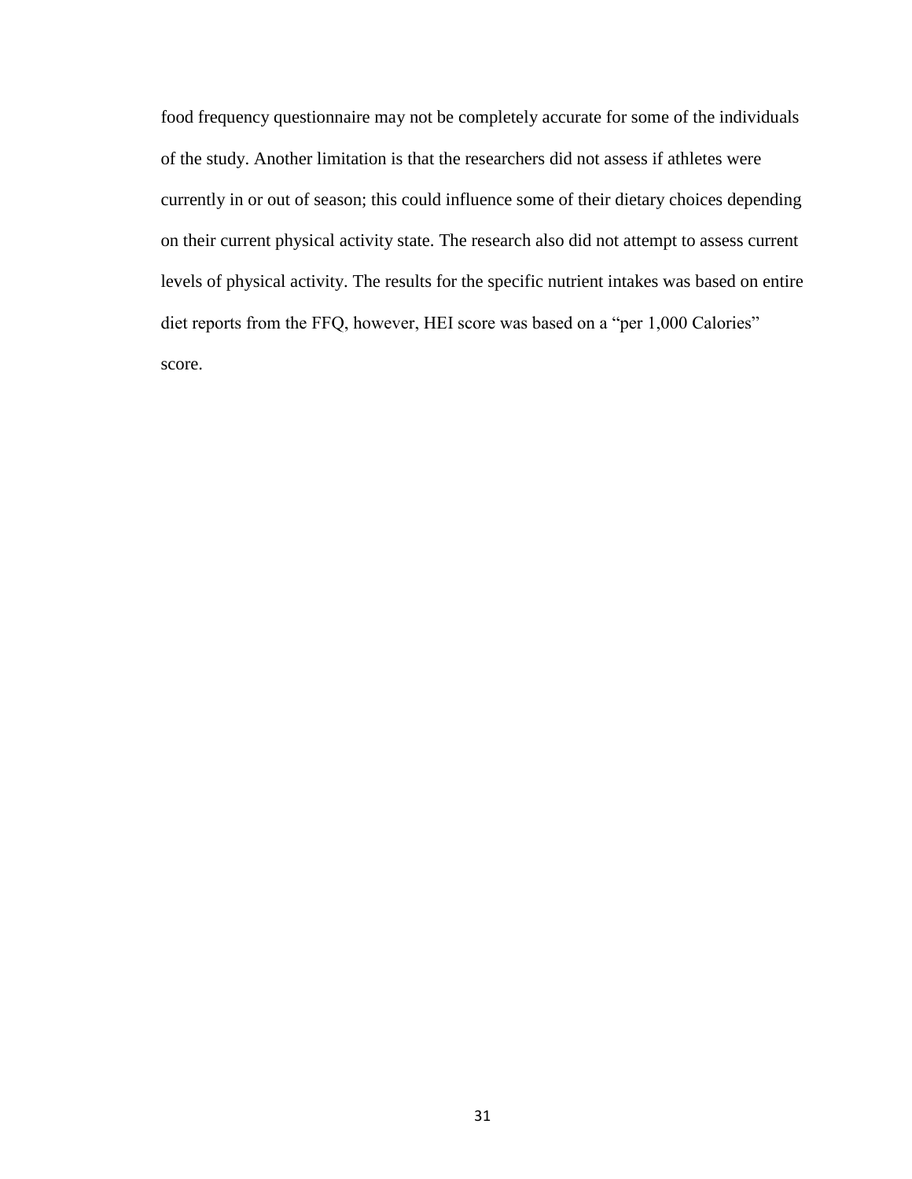food frequency questionnaire may not be completely accurate for some of the individuals of the study. Another limitation is that the researchers did not assess if athletes were currently in or out of season; this could influence some of their dietary choices depending on their current physical activity state. The research also did not attempt to assess current levels of physical activity. The results for the specific nutrient intakes was based on entire diet reports from the FFQ, however, HEI score was based on a “per 1,000 Calories” score.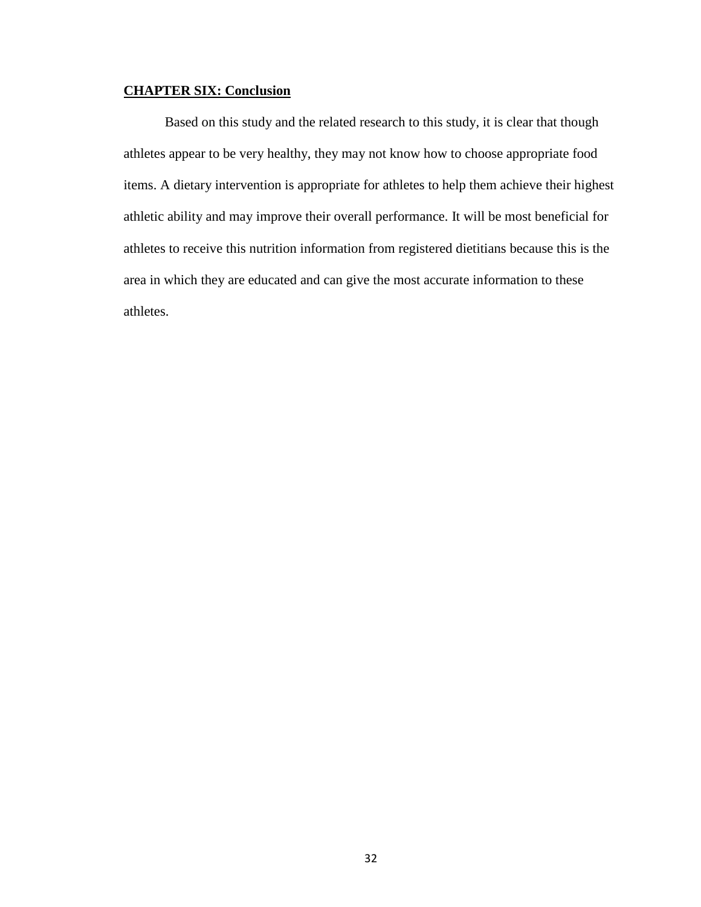## **CHAPTER SIX: Conclusion**

Based on this study and the related research to this study, it is clear that though athletes appear to be very healthy, they may not know how to choose appropriate food items. A dietary intervention is appropriate for athletes to help them achieve their highest athletic ability and may improve their overall performance. It will be most beneficial for athletes to receive this nutrition information from registered dietitians because this is the area in which they are educated and can give the most accurate information to these athletes.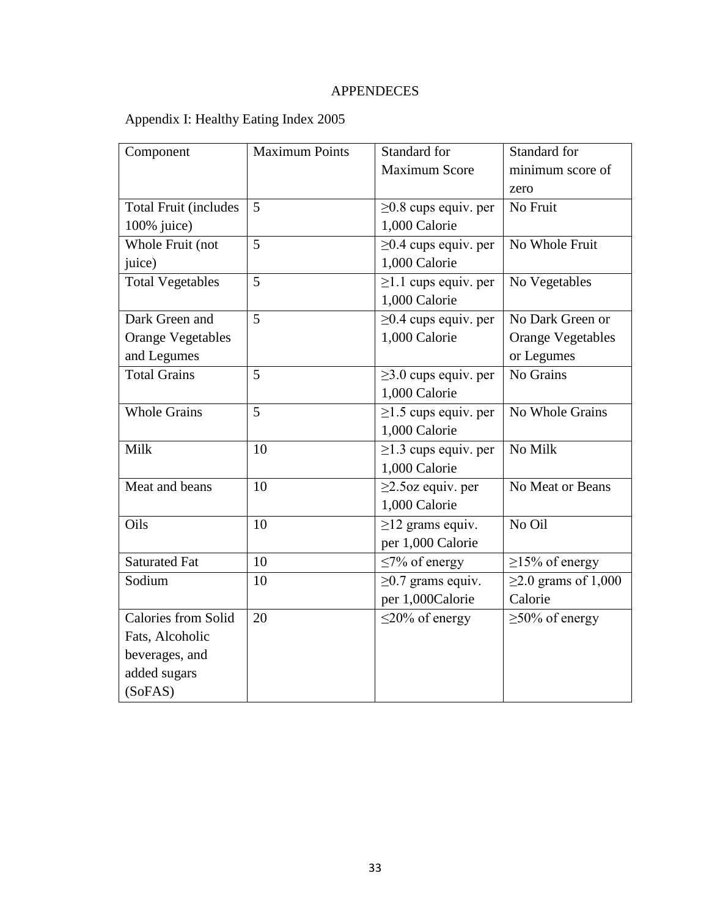# APPENDECES

## Appendix I: Healthy Eating Index 2005

| Component | Maximum Points | Standard for Maximum Score | Standard for minimum score of zero |
|---|---|---|---|
| Total Fruit (includes 100% juice) | 5 | ≥0.8 cups equiv. per 1,000 Calorie | No Fruit |
| Whole Fruit (not juice) | 5 | ≥0.4 cups equiv. per 1,000 Calorie | No Whole Fruit |
| Total Vegetables | 5 | ≥1.1 cups equiv. per 1,000 Calorie | No Vegetables |
| Dark Green and Orange Vegetables and Legumes | 5 | ≥0.4 cups equiv. per 1,000 Calorie | No Dark Green or Orange Vegetables or Legumes |
| Total Grains | 5 | ≥3.0 cups equiv. per 1,000 Calorie | No Grains |
| Whole Grains | 5 | ≥1.5 cups equiv. per 1,000 Calorie | No Whole Grains |
| Milk | 10 | ≥1.3 cups equiv. per 1,000 Calorie | No Milk |
| Meat and beans | 10 | ≥2.5oz equiv. per 1,000 Calorie | No Meat or Beans |
| Oils | 10 | ≥12 grams equiv. per 1,000 Calorie | No Oil |
| Saturated Fat | 10 | ≤7% of energy | ≥15% of energy |
| Sodium | 10 | ≥0.7 grams equiv. per 1,000Calorie | ≥2.0 grams of 1,000 Calorie |
| Calories from Solid Fats, Alcoholic beverages, and added sugars (SoFAS) | 20 | ≤20% of energy | ≥50% of energy |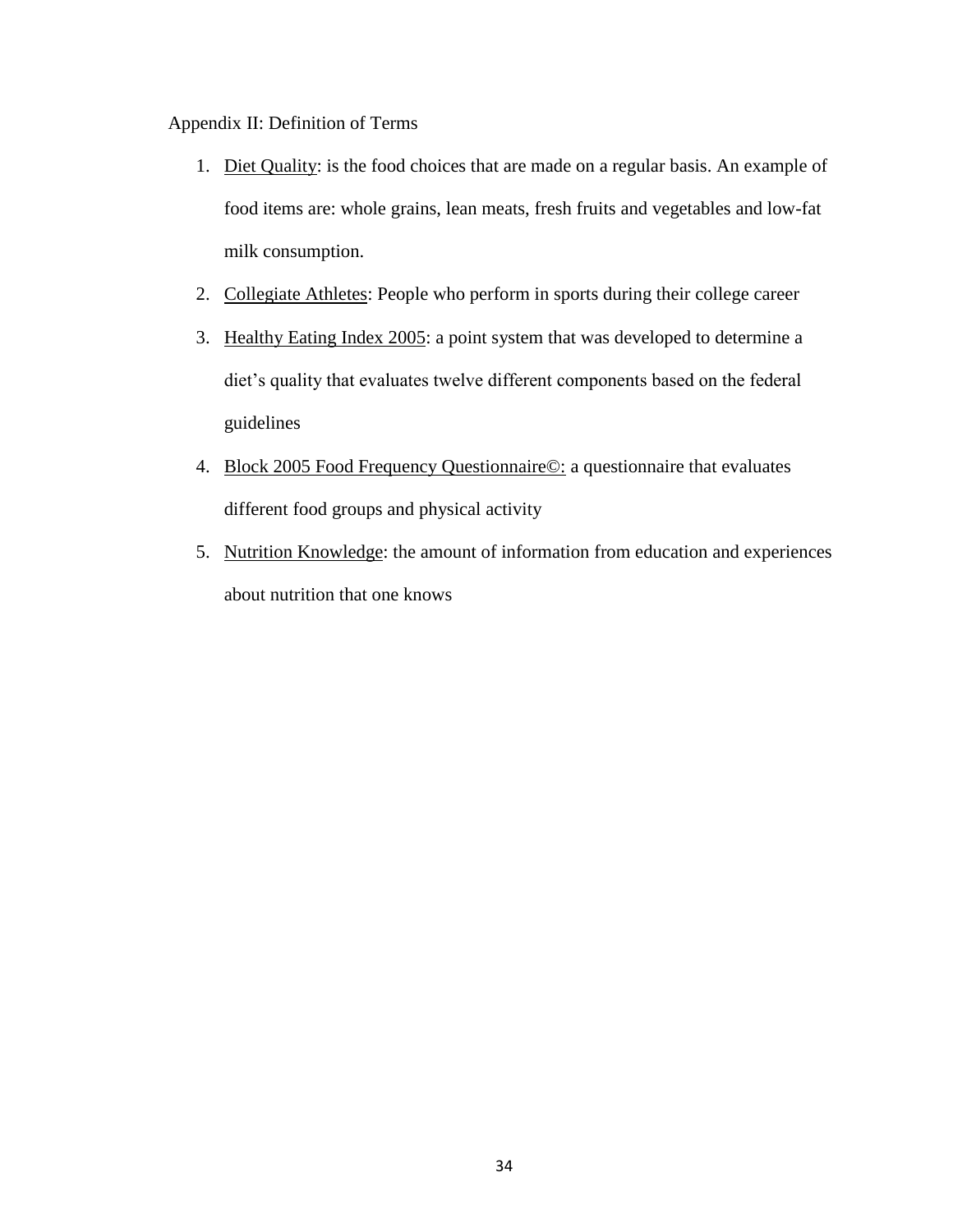Appendix II: Definition of Terms

1. Diet Quality: is the food choices that are made on a regular basis. An example of food items are: whole grains, lean meats, fresh fruits and vegetables and low-fat milk consumption.
2. Collegiate Athletes: People who perform in sports during their college career
3. Healthy Eating Index 2005: a point system that was developed to determine a diet's quality that evaluates twelve different components based on the federal guidelines
4. Block 2005 Food Frequency Questionnaire©: a questionnaire that evaluates different food groups and physical activity
5. Nutrition Knowledge: the amount of information from education and experiences about nutrition that one knows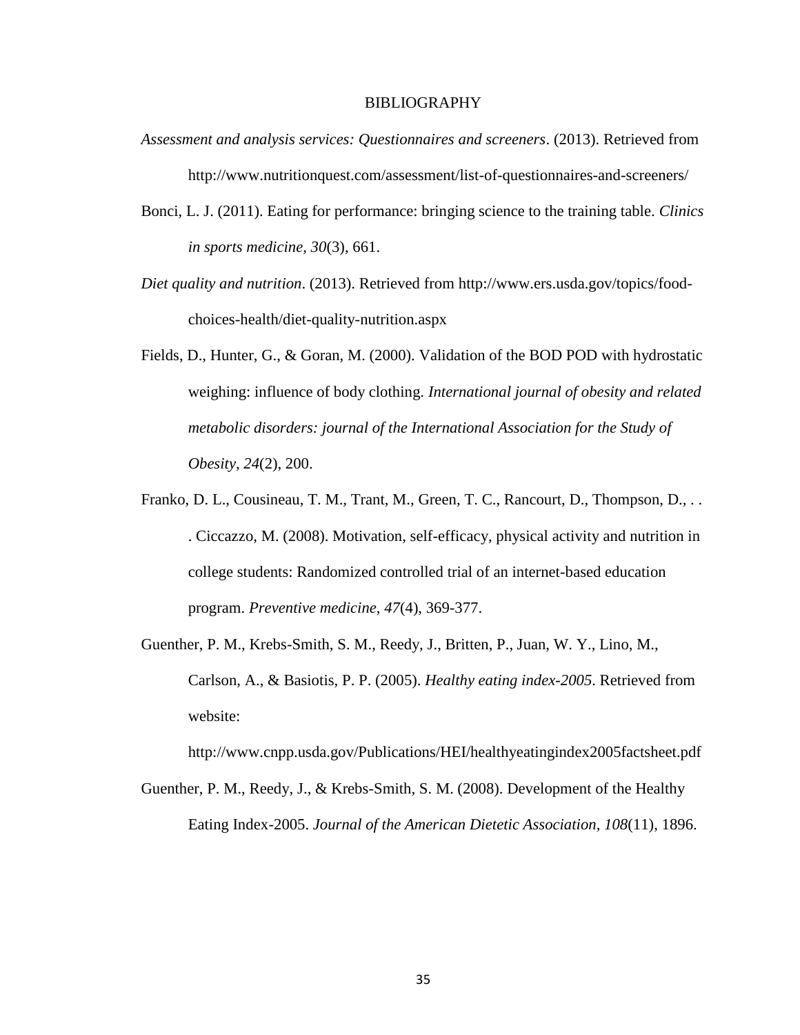# BIBLIOGRAPHY

*Assessment and analysis services: Questionnaires and screeners*. (2013). Retrieved from http://www.nutritionquest.com/assessment/list-of-questionnaires-and-screeners/

Bonci, L. J. (2011). Eating for performance: bringing science to the training table. *Clinics in sports medicine, 30*(3), 661.

*Diet quality and nutrition*. (2013). Retrieved from http://www.ers.usda.gov/topics/food-choices-health/diet-quality-nutrition.aspx

Fields, D., Hunter, G., & Goran, M. (2000). Validation of the BOD POD with hydrostatic weighing: influence of body clothing. *International journal of obesity and related metabolic disorders: journal of the International Association for the Study of Obesity, 24*(2), 200.

Franko, D. L., Cousineau, T. M., Trant, M., Green, T. C., Rancourt, D., Thompson, D., . . . Ciccazzo, M. (2008). Motivation, self-efficacy, physical activity and nutrition in college students: Randomized controlled trial of an internet-based education program. *Preventive medicine, 47*(4), 369-377.

Guenther, P. M., Krebs-Smith, S. M., Reedy, J., Britten, P., Juan, W. Y., Lino, M., Carlson, A., & Basiotis, P. P. (2005). *Healthy eating index-2005*. Retrieved from website: http://www.cnpp.usda.gov/Publications/HEI/healthyeatingindex2005factsheet.pdf

Guenther, P. M., Reedy, J., & Krebs-Smith, S. M. (2008). Development of the Healthy Eating Index-2005. *Journal of the American Dietetic Association, 108*(11), 1896.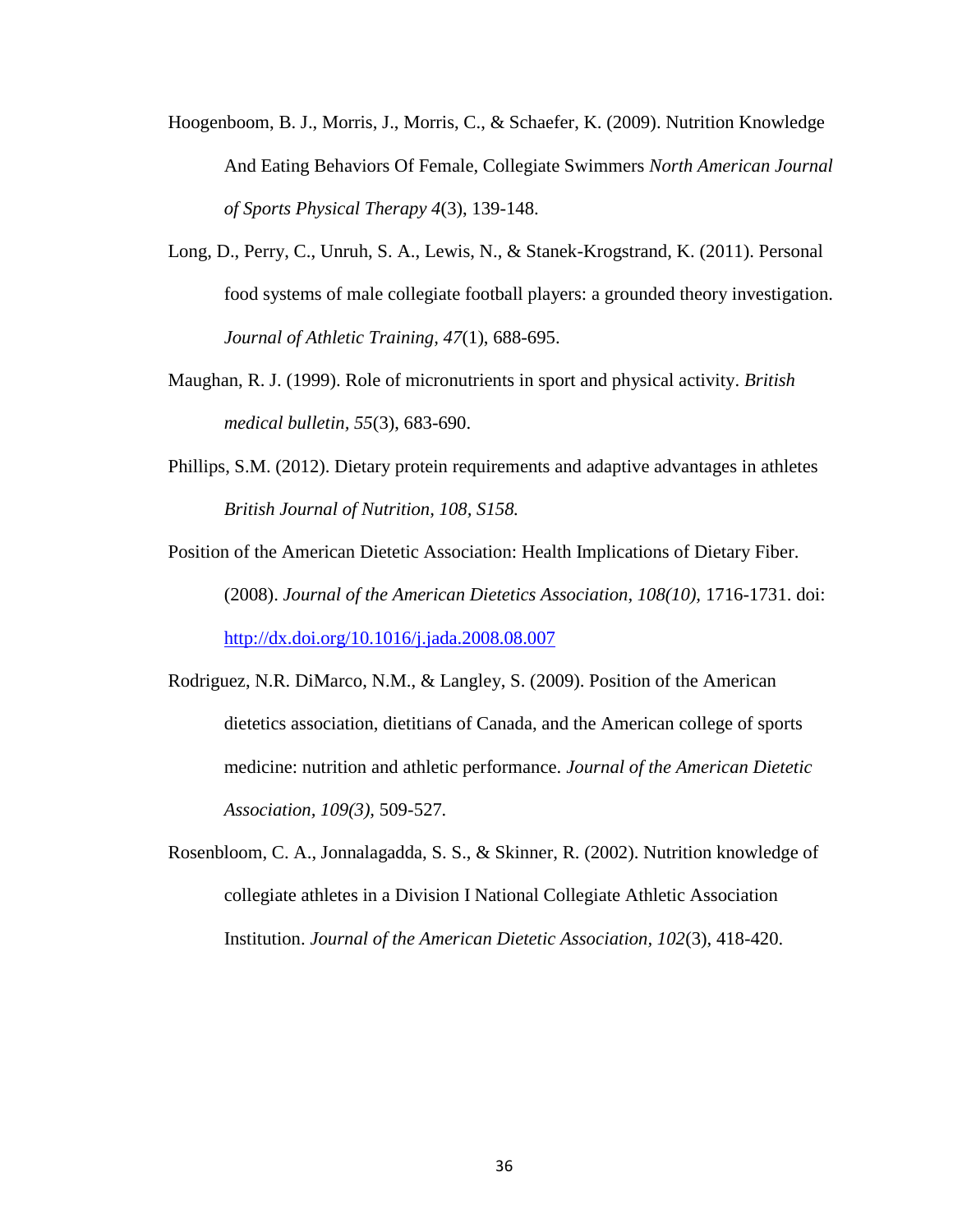Hoogenboom, B. J., Morris, J., Morris, C., & Schaefer, K. (2009). Nutrition Knowledge And Eating Behaviors Of Female, Collegiate Swimmers *North American Journal of Sports Physical Therapy 4*(3), 139-148.

Long, D., Perry, C., Unruh, S. A., Lewis, N., & Stanek-Krogstrand, K. (2011). Personal food systems of male collegiate football players: a grounded theory investigation. *Journal of Athletic Training, 47*(1), 688-695.

Maughan, R. J. (1999). Role of micronutrients in sport and physical activity. *British medical bulletin, 55*(3), 683-690.

Phillips, S.M. (2012). Dietary protein requirements and adaptive advantages in athletes *British Journal of Nutrition, 108, S158.*

Position of the American Dietetic Association: Health Implications of Dietary Fiber. (2008). *Journal of the American Dietetics Association, 108(10),* 1716-1731. doi: http://dx.doi.org/10.1016/j.jada.2008.08.007

Rodriguez, N.R. DiMarco, N.M., & Langley, S. (2009). Position of the American dietetics association, dietitians of Canada, and the American college of sports medicine: nutrition and athletic performance. *Journal of the American Dietetic Association, 109(3),* 509-527.

Rosenbloom, C. A., Jonnalagadda, S. S., & Skinner, R. (2002). Nutrition knowledge of collegiate athletes in a Division I National Collegiate Athletic Association Institution. *Journal of the American Dietetic Association, 102*(3), 418-420.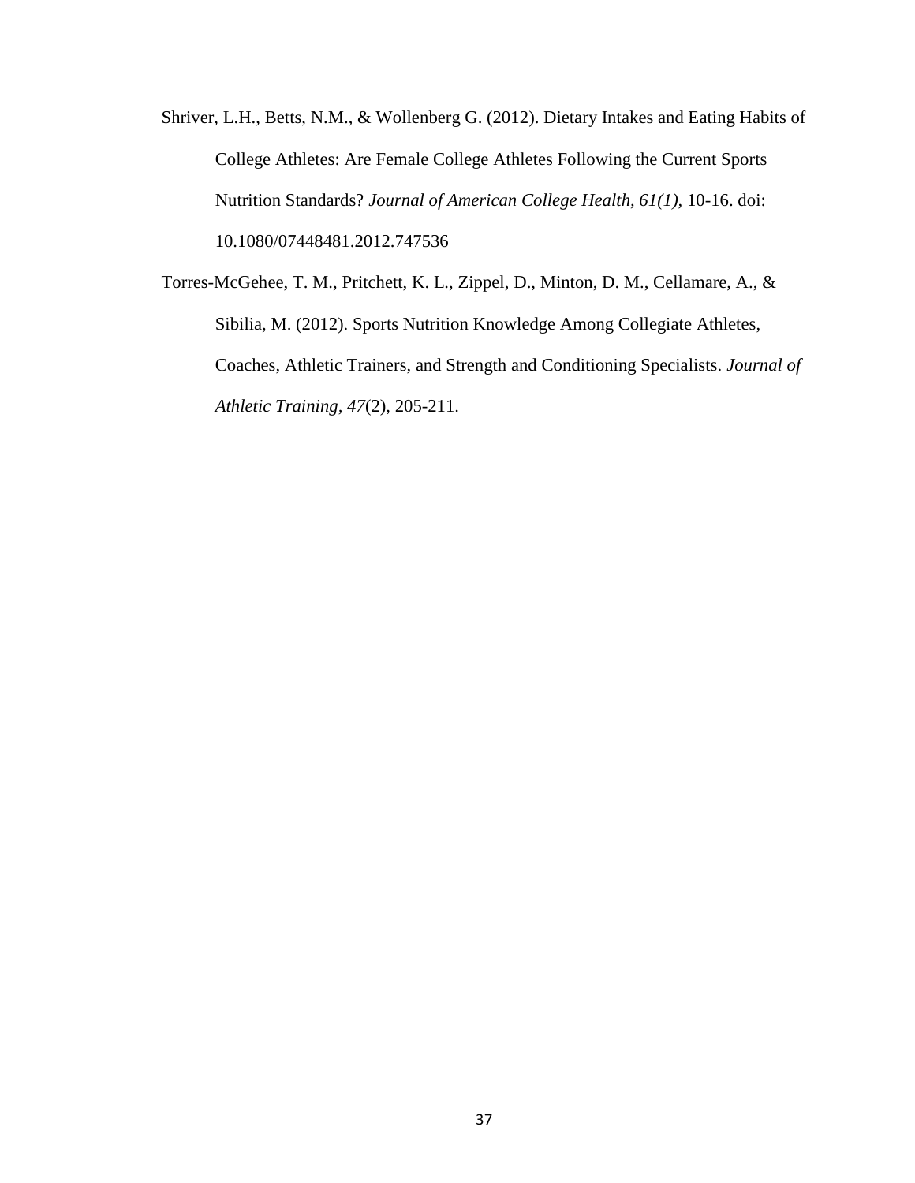Shriver, L.H., Betts, N.M., & Wollenberg G. (2012). Dietary Intakes and Eating Habits of College Athletes: Are Female College Athletes Following the Current Sports Nutrition Standards? *Journal of American College Health, 61(1)*, 10-16. doi: 10.1080/07448481.2012.747536

Torres-McGehee, T. M., Pritchett, K. L., Zippel, D., Minton, D. M., Cellamare, A., & Sibilia, M. (2012). Sports Nutrition Knowledge Among Collegiate Athletes, Coaches, Athletic Trainers, and Strength and Conditioning Specialists. *Journal of Athletic Training*, *47*(2), 205-211.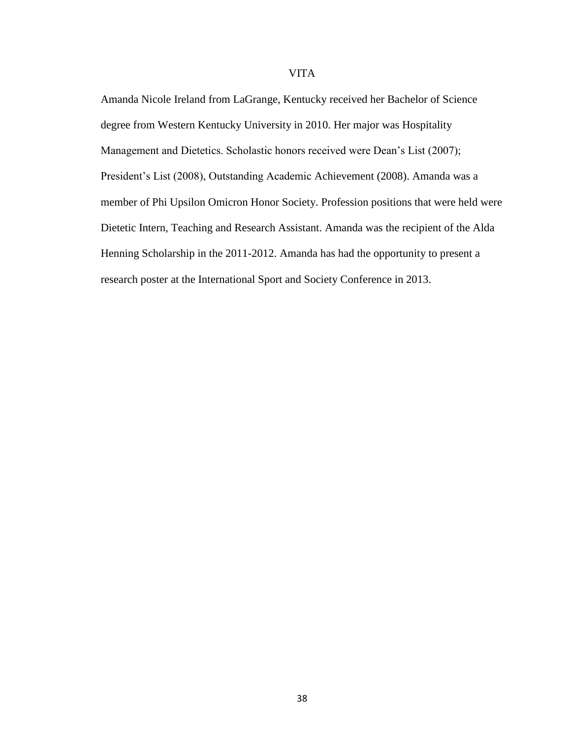# VITA

Amanda Nicole Ireland from LaGrange, Kentucky received her Bachelor of Science degree from Western Kentucky University in 2010. Her major was Hospitality Management and Dietetics. Scholastic honors received were Dean's List (2007); President's List (2008), Outstanding Academic Achievement (2008). Amanda was a member of Phi Upsilon Omicron Honor Society. Profession positions that were held were Dietetic Intern, Teaching and Research Assistant. Amanda was the recipient of the Alda Henning Scholarship in the 2011-2012. Amanda has had the opportunity to present a research poster at the International Sport and Society Conference in 2013.